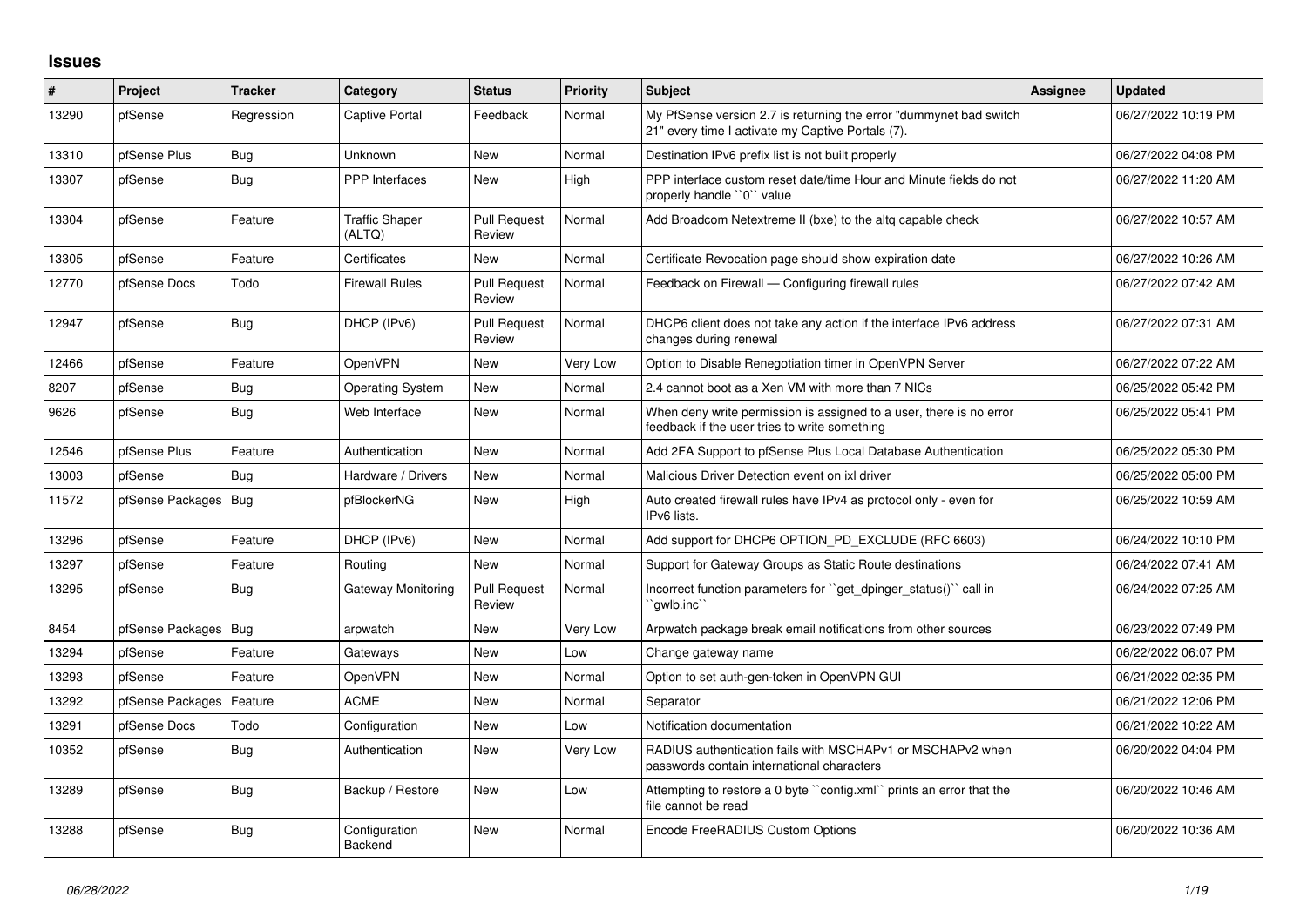# Issues

| # | Project | Tracker | Category | Status | Priority | Subject | Assignee | Updated |
|---|---|---|---|---|---|---|---|---|
| 13290 | pfSense | Regression | Captive Portal | Feedback | Normal | My PfSense version 2.7 is returning the error "dummynet bad switch 21" every time I activate my Captive Portals (7). | | 06/27/2022 10:19 PM |
| 13310 | pfSense Plus | Bug | Unknown | New | Normal | Destination IPv6 prefix list is not built properly | | 06/27/2022 04:08 PM |
| 13307 | pfSense | Bug | PPP Interfaces | New | High | PPP interface custom reset date/time Hour and Minute fields do not properly handle ``0`` value | | 06/27/2022 11:20 AM |
| 13304 | pfSense | Feature | Traffic Shaper (ALTQ) | Pull Request Review | Normal | Add Broadcom Netextreme II (bxe) to the altq capable check | | 06/27/2022 10:57 AM |
| 13305 | pfSense | Feature | Certificates | New | Normal | Certificate Revocation page should show expiration date | | 06/27/2022 10:26 AM |
| 12770 | pfSense Docs | Todo | Firewall Rules | Pull Request Review | Normal | Feedback on Firewall — Configuring firewall rules | | 06/27/2022 07:42 AM |
| 12947 | pfSense | Bug | DHCP (IPv6) | Pull Request Review | Normal | DHCP6 client does not take any action if the interface IPv6 address changes during renewal | | 06/27/2022 07:31 AM |
| 12466 | pfSense | Feature | OpenVPN | New | Very Low | Option to Disable Renegotiation timer in OpenVPN Server | | 06/27/2022 07:22 AM |
| 8207 | pfSense | Bug | Operating System | New | Normal | 2.4 cannot boot as a Xen VM with more than 7 NICs | | 06/25/2022 05:42 PM |
| 9626 | pfSense | Bug | Web Interface | New | Normal | When deny write permission is assigned to a user, there is no error feedback if the user tries to write something | | 06/25/2022 05:41 PM |
| 12546 | pfSense Plus | Feature | Authentication | New | Normal | Add 2FA Support to pfSense Plus Local Database Authentication | | 06/25/2022 05:30 PM |
| 13003 | pfSense | Bug | Hardware / Drivers | New | Normal | Malicious Driver Detection event on ixl driver | | 06/25/2022 05:00 PM |
| 11572 | pfSense Packages | Bug | pfBlockerNG | New | High | Auto created firewall rules have IPv4 as protocol only - even for IPv6 lists. | | 06/25/2022 10:59 AM |
| 13296 | pfSense | Feature | DHCP (IPv6) | New | Normal | Add support for DHCP6 OPTION_PD_EXCLUDE (RFC 6603) | | 06/24/2022 10:10 PM |
| 13297 | pfSense | Feature | Routing | New | Normal | Support for Gateway Groups as Static Route destinations | | 06/24/2022 07:41 AM |
| 13295 | pfSense | Bug | Gateway Monitoring | Pull Request Review | Normal | Incorrect function parameters for ``get_dpinger_status()`` call in ``gwlb.inc`` | | 06/24/2022 07:25 AM |
| 8454 | pfSense Packages | Bug | arpwatch | New | Very Low | Arpwatch package break email notifications from other sources | | 06/23/2022 07:49 PM |
| 13294 | pfSense | Feature | Gateways | New | Low | Change gateway name | | 06/22/2022 06:07 PM |
| 13293 | pfSense | Feature | OpenVPN | New | Normal | Option to set auth-gen-token in OpenVPN GUI | | 06/21/2022 02:35 PM |
| 13292 | pfSense Packages | Feature | ACME | New | Normal | Separator | | 06/21/2022 12:06 PM |
| 13291 | pfSense Docs | Todo | Configuration | New | Low | Notification documentation | | 06/21/2022 10:22 AM |
| 10352 | pfSense | Bug | Authentication | New | Very Low | RADIUS authentication fails with MSCHAPv1 or MSCHAPv2 when passwords contain international characters | | 06/20/2022 04:04 PM |
| 13289 | pfSense | Bug | Backup / Restore | New | Low | Attempting to restore a 0 byte ``config.xml`` prints an error that the file cannot be read | | 06/20/2022 10:46 AM |
| 13288 | pfSense | Bug | Configuration Backend | New | Normal | Encode FreeRADIUS Custom Options | | 06/20/2022 10:36 AM |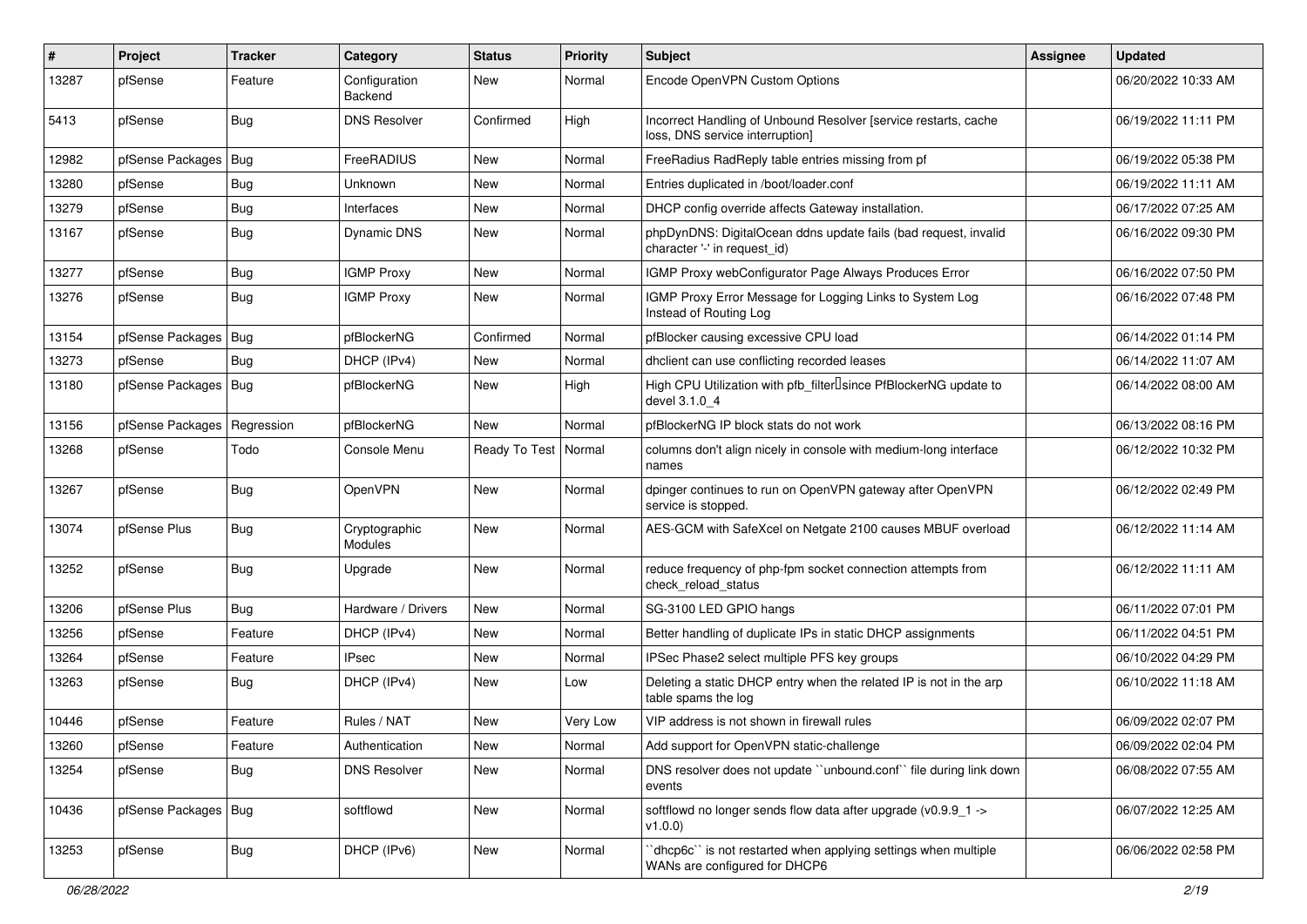| # | Project | Tracker | Category | Status | Priority | Subject | Assignee | Updated |
|---|---|---|---|---|---|---|---|---|
| 13287 | pfSense | Feature | Configuration Backend | New | Normal | Encode OpenVPN Custom Options | | 06/20/2022 10:33 AM |
| 5413 | pfSense | Bug | DNS Resolver | Confirmed | High | Incorrect Handling of Unbound Resolver [service restarts, cache loss, DNS service interruption] | | 06/19/2022 11:11 PM |
| 12982 | pfSense Packages | Bug | FreeRADIUS | New | Normal | FreeRadius RadReply table entries missing from pf | | 06/19/2022 05:38 PM |
| 13280 | pfSense | Bug | Unknown | New | Normal | Entries duplicated in /boot/loader.conf | | 06/19/2022 11:11 AM |
| 13279 | pfSense | Bug | Interfaces | New | Normal | DHCP config override affects Gateway installation. | | 06/17/2022 07:25 AM |
| 13167 | pfSense | Bug | Dynamic DNS | New | Normal | phpDynDNS: DigitalOcean ddns update fails (bad request, invalid character '-' in request_id) | | 06/16/2022 09:30 PM |
| 13277 | pfSense | Bug | IGMP Proxy | New | Normal | IGMP Proxy webConfigurator Page Always Produces Error | | 06/16/2022 07:50 PM |
| 13276 | pfSense | Bug | IGMP Proxy | New | Normal | IGMP Proxy Error Message for Logging Links to System Log Instead of Routing Log | | 06/16/2022 07:48 PM |
| 13154 | pfSense Packages | Bug | pfBlockerNG | Confirmed | Normal | pfBlocker causing excessive CPU load | | 06/14/2022 01:14 PM |
| 13273 | pfSense | Bug | DHCP (IPv4) | New | Normal | dhclient can use conflicting recorded leases | | 06/14/2022 11:07 AM |
| 13180 | pfSense Packages | Bug | pfBlockerNG | New | High | High CPU Utilization with pfb_filter since PfBlockerNG update to devel 3.1.0_4 | | 06/14/2022 08:00 AM |
| 13156 | pfSense Packages | Regression | pfBlockerNG | New | Normal | pfBlockerNG IP block stats do not work | | 06/13/2022 08:16 PM |
| 13268 | pfSense | Todo | Console Menu | Ready To Test | Normal | columns don't align nicely in console with medium-long interface names | | 06/12/2022 10:32 PM |
| 13267 | pfSense | Bug | OpenVPN | New | Normal | dpinger continues to run on OpenVPN gateway after OpenVPN service is stopped. | | 06/12/2022 02:49 PM |
| 13074 | pfSense Plus | Bug | Cryptographic Modules | New | Normal | AES-GCM with SafeXcel on Netgate 2100 causes MBUF overload | | 06/12/2022 11:14 AM |
| 13252 | pfSense | Bug | Upgrade | New | Normal | reduce frequency of php-fpm socket connection attempts from check_reload_status | | 06/12/2022 11:11 AM |
| 13206 | pfSense Plus | Bug | Hardware / Drivers | New | Normal | SG-3100 LED GPIO hangs | | 06/11/2022 07:01 PM |
| 13256 | pfSense | Feature | DHCP (IPv4) | New | Normal | Better handling of duplicate IPs in static DHCP assignments | | 06/11/2022 04:51 PM |
| 13264 | pfSense | Feature | IPsec | New | Normal | IPSec Phase2 select multiple PFS key groups | | 06/10/2022 04:29 PM |
| 13263 | pfSense | Bug | DHCP (IPv4) | New | Low | Deleting a static DHCP entry when the related IP is not in the arp table spams the log | | 06/10/2022 11:18 AM |
| 10446 | pfSense | Feature | Rules / NAT | New | Very Low | VIP address is not shown in firewall rules | | 06/09/2022 02:07 PM |
| 13260 | pfSense | Feature | Authentication | New | Normal | Add support for OpenVPN static-challenge | | 06/09/2022 02:04 PM |
| 13254 | pfSense | Bug | DNS Resolver | New | Normal | DNS resolver does not update ``unbound.conf`` file during link down events | | 06/08/2022 07:55 AM |
| 10436 | pfSense Packages | Bug | softflowd | New | Normal | softflowd no longer sends flow data after upgrade (v0.9.9_1 -> v1.0.0) | | 06/07/2022 12:25 AM |
| 13253 | pfSense | Bug | DHCP (IPv6) | New | Normal | ``dhcp6c`` is not restarted when applying settings when multiple WANs are configured for DHCP6 | | 06/06/2022 02:58 PM |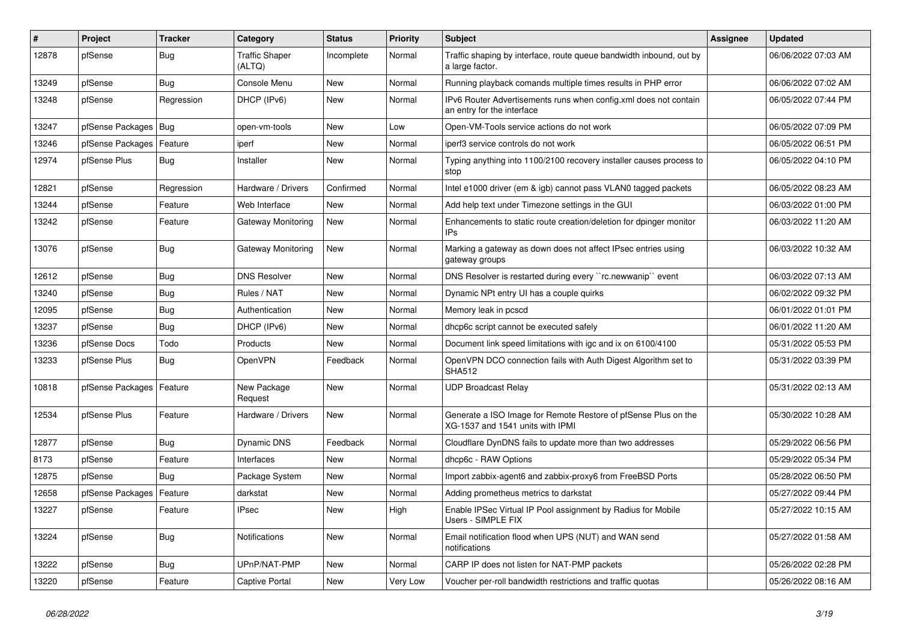| # | Project | Tracker | Category | Status | Priority | Subject | Assignee | Updated |
|---|---|---|---|---|---|---|---|---|
| 12878 | pfSense | Bug | Traffic Shaper (ALTQ) | Incomplete | Normal | Traffic shaping by interface, route queue bandwidth inbound, out by a large factor. | | 06/06/2022 07:03 AM |
| 13249 | pfSense | Bug | Console Menu | New | Normal | Running playback comands multiple times results in PHP error | | 06/06/2022 07:02 AM |
| 13248 | pfSense | Regression | DHCP (IPv6) | New | Normal | IPv6 Router Advertisements runs when config.xml does not contain an entry for the interface | | 06/05/2022 07:44 PM |
| 13247 | pfSense Packages | Bug | open-vm-tools | New | Low | Open-VM-Tools service actions do not work | | 06/05/2022 07:09 PM |
| 13246 | pfSense Packages | Feature | iperf | New | Normal | iperf3 service controls do not work | | 06/05/2022 06:51 PM |
| 12974 | pfSense Plus | Bug | Installer | New | Normal | Typing anything into 1100/2100 recovery installer causes process to stop | | 06/05/2022 04:10 PM |
| 12821 | pfSense | Regression | Hardware / Drivers | Confirmed | Normal | Intel e1000 driver (em & igb) cannot pass VLAN0 tagged packets | | 06/05/2022 08:23 AM |
| 13244 | pfSense | Feature | Web Interface | New | Normal | Add help text under Timezone settings in the GUI | | 06/03/2022 01:00 PM |
| 13242 | pfSense | Feature | Gateway Monitoring | New | Normal | Enhancements to static route creation/deletion for dpinger monitor IPs | | 06/03/2022 11:20 AM |
| 13076 | pfSense | Bug | Gateway Monitoring | New | Normal | Marking a gateway as down does not affect IPsec entries using gateway groups | | 06/03/2022 10:32 AM |
| 12612 | pfSense | Bug | DNS Resolver | New | Normal | DNS Resolver is restarted during every ``rc.newwanip`` event | | 06/03/2022 07:13 AM |
| 13240 | pfSense | Bug | Rules / NAT | New | Normal | Dynamic NPt entry UI has a couple quirks | | 06/02/2022 09:32 PM |
| 12095 | pfSense | Bug | Authentication | New | Normal | Memory leak in pcscd | | 06/01/2022 01:01 PM |
| 13237 | pfSense | Bug | DHCP (IPv6) | New | Normal | dhcp6c script cannot be executed safely | | 06/01/2022 11:20 AM |
| 13236 | pfSense Docs | Todo | Products | New | Normal | Document link speed limitations with igc and ix on 6100/4100 | | 05/31/2022 05:53 PM |
| 13233 | pfSense Plus | Bug | OpenVPN | Feedback | Normal | OpenVPN DCO connection fails with Auth Digest Algorithm set to SHA512 | | 05/31/2022 03:39 PM |
| 10818 | pfSense Packages | Feature | New Package Request | New | Normal | UDP Broadcast Relay | | 05/31/2022 02:13 AM |
| 12534 | pfSense Plus | Feature | Hardware / Drivers | New | Normal | Generate a ISO Image for Remote Restore of pfSense Plus on the XG-1537 and 1541 units with IPMI | | 05/30/2022 10:28 AM |
| 12877 | pfSense | Bug | Dynamic DNS | Feedback | Normal | Cloudflare DynDNS fails to update more than two addresses | | 05/29/2022 06:56 PM |
| 8173 | pfSense | Feature | Interfaces | New | Normal | dhcp6c - RAW Options | | 05/29/2022 05:34 PM |
| 12875 | pfSense | Bug | Package System | New | Normal | Import zabbix-agent6 and zabbix-proxy6 from FreeBSD Ports | | 05/28/2022 06:50 PM |
| 12658 | pfSense Packages | Feature | darkstat | New | Normal | Adding prometheus metrics to darkstat | | 05/27/2022 09:44 PM |
| 13227 | pfSense | Feature | IPsec | New | High | Enable IPSec Virtual IP Pool assignment by Radius for Mobile Users - SIMPLE FIX | | 05/27/2022 10:15 AM |
| 13224 | pfSense | Bug | Notifications | New | Normal | Email notification flood when UPS (NUT) and WAN send notifications | | 05/27/2022 01:58 AM |
| 13222 | pfSense | Bug | UPnP/NAT-PMP | New | Normal | CARP IP does not listen for NAT-PMP packets | | 05/26/2022 02:28 PM |
| 13220 | pfSense | Feature | Captive Portal | New | Very Low | Voucher per-roll bandwidth restrictions and traffic quotas | | 05/26/2022 08:16 AM |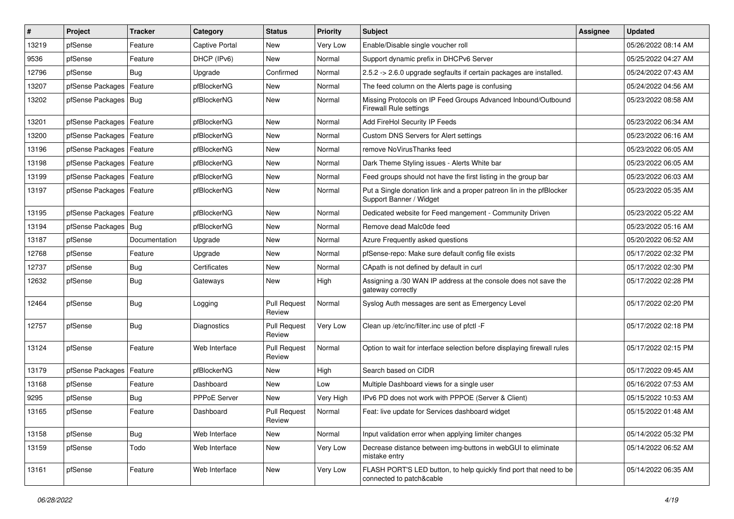| # | Project | Tracker | Category | Status | Priority | Subject | Assignee | Updated |
|---|---|---|---|---|---|---|---|---|
| 13219 | pfSense | Feature | Captive Portal | New | Very Low | Enable/Disable single voucher roll | | 05/26/2022 08:14 AM |
| 9536 | pfSense | Feature | DHCP (IPv6) | New | Normal | Support dynamic prefix in DHCPv6 Server | | 05/25/2022 04:27 AM |
| 12796 | pfSense | Bug | Upgrade | Confirmed | Normal | 2.5.2 -> 2.6.0 upgrade segfaults if certain packages are installed. | | 05/24/2022 07:43 AM |
| 13207 | pfSense Packages | Feature | pfBlockerNG | New | Normal | The feed column on the Alerts page is confusing | | 05/24/2022 04:56 AM |
| 13202 | pfSense Packages | Bug | pfBlockerNG | New | Normal | Missing Protocols on IP Feed Groups Advanced Inbound/Outbound Firewall Rule settings | | 05/23/2022 08:58 AM |
| 13201 | pfSense Packages | Feature | pfBlockerNG | New | Normal | Add FireHol Security IP Feeds | | 05/23/2022 06:34 AM |
| 13200 | pfSense Packages | Feature | pfBlockerNG | New | Normal | Custom DNS Servers for Alert settings | | 05/23/2022 06:16 AM |
| 13196 | pfSense Packages | Feature | pfBlockerNG | New | Normal | remove NoVirusThanks feed | | 05/23/2022 06:05 AM |
| 13198 | pfSense Packages | Feature | pfBlockerNG | New | Normal | Dark Theme Styling issues - Alerts White bar | | 05/23/2022 06:05 AM |
| 13199 | pfSense Packages | Feature | pfBlockerNG | New | Normal | Feed groups should not have the first listing in the group bar | | 05/23/2022 06:03 AM |
| 13197 | pfSense Packages | Feature | pfBlockerNG | New | Normal | Put a Single donation link and a proper patreon lin in the pfBlocker Support Banner / Widget | | 05/23/2022 05:35 AM |
| 13195 | pfSense Packages | Feature | pfBlockerNG | New | Normal | Dedicated website for Feed mangement - Community Driven | | 05/23/2022 05:22 AM |
| 13194 | pfSense Packages | Bug | pfBlockerNG | New | Normal | Remove dead Malc0de feed | | 05/23/2022 05:16 AM |
| 13187 | pfSense | Documentation | Upgrade | New | Normal | Azure Frequently asked questions | | 05/20/2022 06:52 AM |
| 12768 | pfSense | Feature | Upgrade | New | Normal | pfSense-repo: Make sure default config file exists | | 05/17/2022 02:32 PM |
| 12737 | pfSense | Bug | Certificates | New | Normal | CApath is not defined by default in curl | | 05/17/2022 02:30 PM |
| 12632 | pfSense | Bug | Gateways | New | High | Assigning a /30 WAN IP address at the console does not save the gateway correctly | | 05/17/2022 02:28 PM |
| 12464 | pfSense | Bug | Logging | Pull Request Review | Normal | Syslog Auth messages are sent as Emergency Level | | 05/17/2022 02:20 PM |
| 12757 | pfSense | Bug | Diagnostics | Pull Request Review | Very Low | Clean up /etc/inc/filter.inc use of pfctl -F | | 05/17/2022 02:18 PM |
| 13124 | pfSense | Feature | Web Interface | Pull Request Review | Normal | Option to wait for interface selection before displaying firewall rules | | 05/17/2022 02:15 PM |
| 13179 | pfSense Packages | Feature | pfBlockerNG | New | High | Search based on CIDR | | 05/17/2022 09:45 AM |
| 13168 | pfSense | Feature | Dashboard | New | Low | Multiple Dashboard views for a single user | | 05/16/2022 07:53 AM |
| 9295 | pfSense | Bug | PPPoE Server | New | Very High | IPv6 PD does not work with PPPOE (Server & Client) | | 05/15/2022 10:53 AM |
| 13165 | pfSense | Feature | Dashboard | Pull Request Review | Normal | Feat: live update for Services dashboard widget | | 05/15/2022 01:48 AM |
| 13158 | pfSense | Bug | Web Interface | New | Normal | Input validation error when applying limiter changes | | 05/14/2022 05:32 PM |
| 13159 | pfSense | Todo | Web Interface | New | Very Low | Decrease distance between img-buttons in webGUI to eliminate mistake entry | | 05/14/2022 06:52 AM |
| 13161 | pfSense | Feature | Web Interface | New | Very Low | FLASH PORT'S LED button, to help quickly find port that need to be connected to patch&cable | | 05/14/2022 06:35 AM |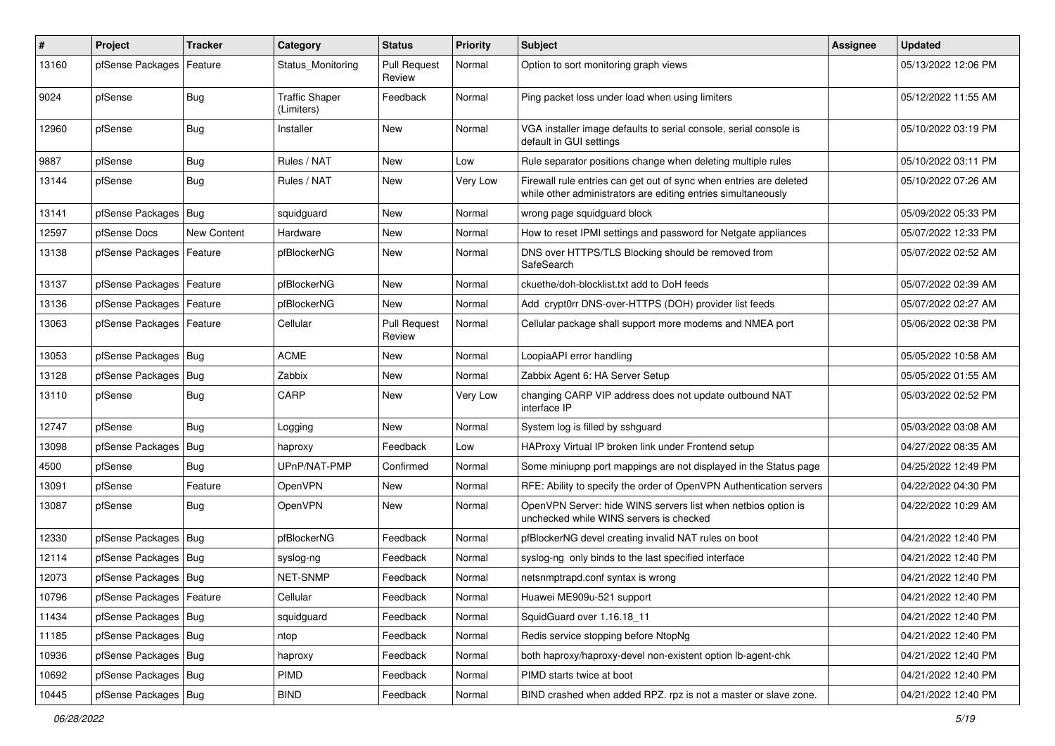| # | Project | Tracker | Category | Status | Priority | Subject | Assignee | Updated |
|---|---|---|---|---|---|---|---|---|
| 13160 | pfSense Packages | Feature | Status_Monitoring | Pull Request Review | Normal | Option to sort monitoring graph views | | 05/13/2022 12:06 PM |
| 9024 | pfSense | Bug | Traffic Shaper (Limiters) | Feedback | Normal | Ping packet loss under load when using limiters | | 05/12/2022 11:55 AM |
| 12960 | pfSense | Bug | Installer | New | Normal | VGA installer image defaults to serial console, serial console is default in GUI settings | | 05/10/2022 03:19 PM |
| 9887 | pfSense | Bug | Rules / NAT | New | Low | Rule separator positions change when deleting multiple rules | | 05/10/2022 03:11 PM |
| 13144 | pfSense | Bug | Rules / NAT | New | Very Low | Firewall rule entries can get out of sync when entries are deleted while other administrators are editing entries simultaneously | | 05/10/2022 07:26 AM |
| 13141 | pfSense Packages | Bug | squidguard | New | Normal | wrong page squidguard block | | 05/09/2022 05:33 PM |
| 12597 | pfSense Docs | New Content | Hardware | New | Normal | How to reset IPMI settings and password for Netgate appliances | | 05/07/2022 12:33 PM |
| 13138 | pfSense Packages | Feature | pfBlockerNG | New | Normal | DNS over HTTPS/TLS Blocking should be removed from SafeSearch | | 05/07/2022 02:52 AM |
| 13137 | pfSense Packages | Feature | pfBlockerNG | New | Normal | ckuethe/doh-blocklist.txt add to DoH feeds | | 05/07/2022 02:39 AM |
| 13136 | pfSense Packages | Feature | pfBlockerNG | New | Normal | Add crypt0rr DNS-over-HTTPS (DOH) provider list feeds | | 05/07/2022 02:27 AM |
| 13063 | pfSense Packages | Feature | Cellular | Pull Request Review | Normal | Cellular package shall support more modems and NMEA port | | 05/06/2022 02:38 PM |
| 13053 | pfSense Packages | Bug | ACME | New | Normal | LoopiaAPI error handling | | 05/05/2022 10:58 AM |
| 13128 | pfSense Packages | Bug | Zabbix | New | Normal | Zabbix Agent 6: HA Server Setup | | 05/05/2022 01:55 AM |
| 13110 | pfSense | Bug | CARP | New | Very Low | changing CARP VIP address does not update outbound NAT interface IP | | 05/03/2022 02:52 PM |
| 12747 | pfSense | Bug | Logging | New | Normal | System log is filled by sshguard | | 05/03/2022 03:08 AM |
| 13098 | pfSense Packages | Bug | haproxy | Feedback | Low | HAProxy Virtual IP broken link under Frontend setup | | 04/27/2022 08:35 AM |
| 4500 | pfSense | Bug | UPnP/NAT-PMP | Confirmed | Normal | Some miniupnp port mappings are not displayed in the Status page | | 04/25/2022 12:49 PM |
| 13091 | pfSense | Feature | OpenVPN | New | Normal | RFE: Ability to specify the order of OpenVPN Authentication servers | | 04/22/2022 04:30 PM |
| 13087 | pfSense | Bug | OpenVPN | New | Normal | OpenVPN Server: hide WINS servers list when netbios option is unchecked while WINS servers is checked | | 04/22/2022 10:29 AM |
| 12330 | pfSense Packages | Bug | pfBlockerNG | Feedback | Normal | pfBlockerNG devel creating invalid NAT rules on boot | | 04/21/2022 12:40 PM |
| 12114 | pfSense Packages | Bug | syslog-ng | Feedback | Normal | syslog-ng only binds to the last specified interface | | 04/21/2022 12:40 PM |
| 12073 | pfSense Packages | Bug | NET-SNMP | Feedback | Normal | netsnmptrapd.conf syntax is wrong | | 04/21/2022 12:40 PM |
| 10796 | pfSense Packages | Feature | Cellular | Feedback | Normal | Huawei ME909u-521 support | | 04/21/2022 12:40 PM |
| 11434 | pfSense Packages | Bug | squidguard | Feedback | Normal | SquidGuard over 1.16.18_11 | | 04/21/2022 12:40 PM |
| 11185 | pfSense Packages | Bug | ntop | Feedback | Normal | Redis service stopping before NtopNg | | 04/21/2022 12:40 PM |
| 10936 | pfSense Packages | Bug | haproxy | Feedback | Normal | both haproxy/haproxy-devel non-existent option lb-agent-chk | | 04/21/2022 12:40 PM |
| 10692 | pfSense Packages | Bug | PIMD | Feedback | Normal | PIMD starts twice at boot | | 04/21/2022 12:40 PM |
| 10445 | pfSense Packages | Bug | BIND | Feedback | Normal | BIND crashed when added RPZ. rpz is not a master or slave zone. | | 04/21/2022 12:40 PM |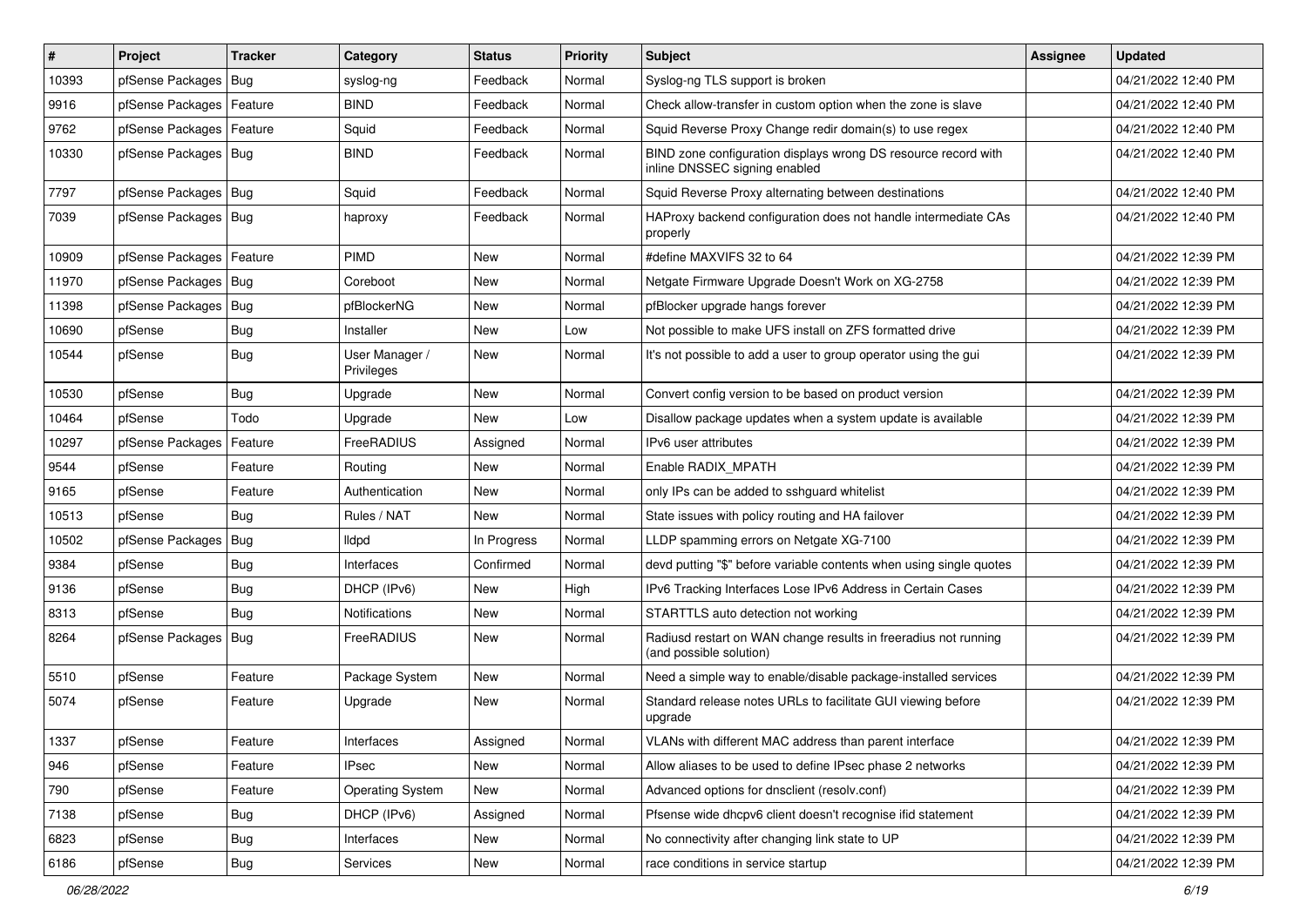| # | Project | Tracker | Category | Status | Priority | Subject | Assignee | Updated |
|---|---|---|---|---|---|---|---|---|
| 10393 | pfSense Packages | Bug | syslog-ng | Feedback | Normal | Syslog-ng TLS support is broken | | 04/21/2022 12:40 PM |
| 9916 | pfSense Packages | Feature | BIND | Feedback | Normal | Check allow-transfer in custom option when the zone is slave | | 04/21/2022 12:40 PM |
| 9762 | pfSense Packages | Feature | Squid | Feedback | Normal | Squid Reverse Proxy Change redir domain(s) to use regex | | 04/21/2022 12:40 PM |
| 10330 | pfSense Packages | Bug | BIND | Feedback | Normal | BIND zone configuration displays wrong DS resource record with inline DNSSEC signing enabled | | 04/21/2022 12:40 PM |
| 7797 | pfSense Packages | Bug | Squid | Feedback | Normal | Squid Reverse Proxy alternating between destinations | | 04/21/2022 12:40 PM |
| 7039 | pfSense Packages | Bug | haproxy | Feedback | Normal | HAProxy backend configuration does not handle intermediate CAs properly | | 04/21/2022 12:40 PM |
| 10909 | pfSense Packages | Feature | PIMD | New | Normal | #define MAXVIFS 32 to 64 | | 04/21/2022 12:39 PM |
| 11970 | pfSense Packages | Bug | Coreboot | New | Normal | Netgate Firmware Upgrade Doesn't Work on XG-2758 | | 04/21/2022 12:39 PM |
| 11398 | pfSense Packages | Bug | pfBlockerNG | New | Normal | pfBlocker upgrade hangs forever | | 04/21/2022 12:39 PM |
| 10690 | pfSense | Bug | Installer | New | Low | Not possible to make UFS install on ZFS formatted drive | | 04/21/2022 12:39 PM |
| 10544 | pfSense | Bug | User Manager / Privileges | New | Normal | It's not possible to add a user to group operator using the gui | | 04/21/2022 12:39 PM |
| 10530 | pfSense | Bug | Upgrade | New | Normal | Convert config version to be based on product version | | 04/21/2022 12:39 PM |
| 10464 | pfSense | Todo | Upgrade | New | Low | Disallow package updates when a system update is available | | 04/21/2022 12:39 PM |
| 10297 | pfSense Packages | Feature | FreeRADIUS | Assigned | Normal | IPv6 user attributes | | 04/21/2022 12:39 PM |
| 9544 | pfSense | Feature | Routing | New | Normal | Enable RADIX_MPATH | | 04/21/2022 12:39 PM |
| 9165 | pfSense | Feature | Authentication | New | Normal | only IPs can be added to sshguard whitelist | | 04/21/2022 12:39 PM |
| 10513 | pfSense | Bug | Rules / NAT | New | Normal | State issues with policy routing and HA failover | | 04/21/2022 12:39 PM |
| 10502 | pfSense Packages | Bug | lldpd | In Progress | Normal | LLDP spamming errors on Netgate XG-7100 | | 04/21/2022 12:39 PM |
| 9384 | pfSense | Bug | Interfaces | Confirmed | Normal | devd putting "$" before variable contents when using single quotes | | 04/21/2022 12:39 PM |
| 9136 | pfSense | Bug | DHCP (IPv6) | New | High | IPv6 Tracking Interfaces Lose IPv6 Address in Certain Cases | | 04/21/2022 12:39 PM |
| 8313 | pfSense | Bug | Notifications | New | Normal | STARTTLS auto detection not working | | 04/21/2022 12:39 PM |
| 8264 | pfSense Packages | Bug | FreeRADIUS | New | Normal | Radiusd restart on WAN change results in freeradius not running (and possible solution) | | 04/21/2022 12:39 PM |
| 5510 | pfSense | Feature | Package System | New | Normal | Need a simple way to enable/disable package-installed services | | 04/21/2022 12:39 PM |
| 5074 | pfSense | Feature | Upgrade | New | Normal | Standard release notes URLs to facilitate GUI viewing before upgrade | | 04/21/2022 12:39 PM |
| 1337 | pfSense | Feature | Interfaces | Assigned | Normal | VLANs with different MAC address than parent interface | | 04/21/2022 12:39 PM |
| 946 | pfSense | Feature | IPsec | New | Normal | Allow aliases to be used to define IPsec phase 2 networks | | 04/21/2022 12:39 PM |
| 790 | pfSense | Feature | Operating System | New | Normal | Advanced options for dnsclient (resolv.conf) | | 04/21/2022 12:39 PM |
| 7138 | pfSense | Bug | DHCP (IPv6) | Assigned | Normal | Pfsense wide dhcpv6 client doesn't recognise ifid statement | | 04/21/2022 12:39 PM |
| 6823 | pfSense | Bug | Interfaces | New | Normal | No connectivity after changing link state to UP | | 04/21/2022 12:39 PM |
| 6186 | pfSense | Bug | Services | New | Normal | race conditions in service startup | | 04/21/2022 12:39 PM |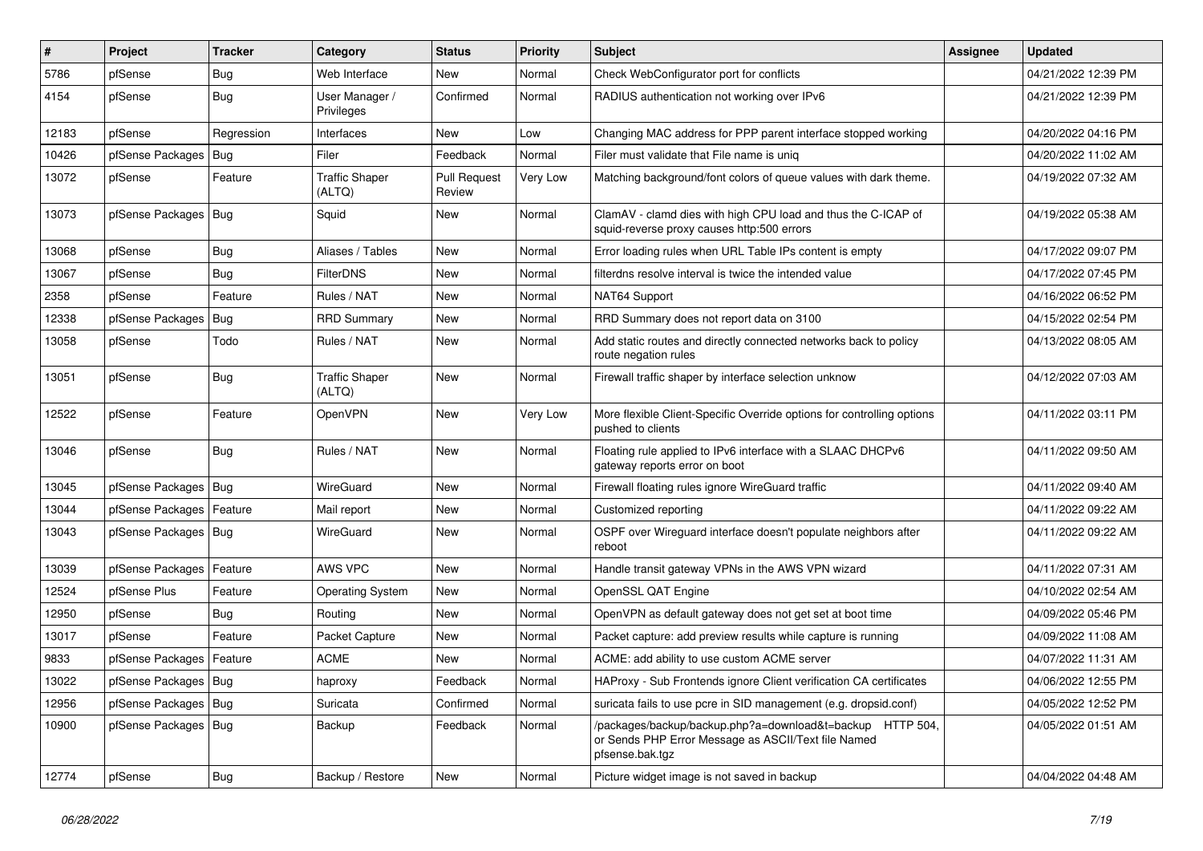| # | Project | Tracker | Category | Status | Priority | Subject | Assignee | Updated |
|---|---|---|---|---|---|---|---|---|
| 5786 | pfSense | Bug | Web Interface | New | Normal | Check WebConfigurator port for conflicts | | 04/21/2022 12:39 PM |
| 4154 | pfSense | Bug | User Manager / Privileges | Confirmed | Normal | RADIUS authentication not working over IPv6 | | 04/21/2022 12:39 PM |
| 12183 | pfSense | Regression | Interfaces | New | Low | Changing MAC address for PPP parent interface stopped working | | 04/20/2022 04:16 PM |
| 10426 | pfSense Packages | Bug | Filer | Feedback | Normal | Filer must validate that File name is uniq | | 04/20/2022 11:02 AM |
| 13072 | pfSense | Feature | Traffic Shaper (ALTQ) | Pull Request Review | Very Low | Matching background/font colors of queue values with dark theme. | | 04/19/2022 07:32 AM |
| 13073 | pfSense Packages | Bug | Squid | New | Normal | ClamAV - clamd dies with high CPU load and thus the C-ICAP of squid-reverse proxy causes http:500 errors | | 04/19/2022 05:38 AM |
| 13068 | pfSense | Bug | Aliases / Tables | New | Normal | Error loading rules when URL Table IPs content is empty | | 04/17/2022 09:07 PM |
| 13067 | pfSense | Bug | FilterDNS | New | Normal | filterdns resolve interval is twice the intended value | | 04/17/2022 07:45 PM |
| 2358 | pfSense | Feature | Rules / NAT | New | Normal | NAT64 Support | | 04/16/2022 06:52 PM |
| 12338 | pfSense Packages | Bug | RRD Summary | New | Normal | RRD Summary does not report data on 3100 | | 04/15/2022 02:54 PM |
| 13058 | pfSense | Todo | Rules / NAT | New | Normal | Add static routes and directly connected networks back to policy route negation rules | | 04/13/2022 08:05 AM |
| 13051 | pfSense | Bug | Traffic Shaper (ALTQ) | New | Normal | Firewall traffic shaper by interface selection unknow | | 04/12/2022 07:03 AM |
| 12522 | pfSense | Feature | OpenVPN | New | Very Low | More flexible Client-Specific Override options for controlling options pushed to clients | | 04/11/2022 03:11 PM |
| 13046 | pfSense | Bug | Rules / NAT | New | Normal | Floating rule applied to IPv6 interface with a SLAAC DHCPv6 gateway reports error on boot | | 04/11/2022 09:50 AM |
| 13045 | pfSense Packages | Bug | WireGuard | New | Normal | Firewall floating rules ignore WireGuard traffic | | 04/11/2022 09:40 AM |
| 13044 | pfSense Packages | Feature | Mail report | New | Normal | Customized reporting | | 04/11/2022 09:22 AM |
| 13043 | pfSense Packages | Bug | WireGuard | New | Normal | OSPF over Wireguard interface doesn't populate neighbors after reboot | | 04/11/2022 09:22 AM |
| 13039 | pfSense Packages | Feature | AWS VPC | New | Normal | Handle transit gateway VPNs in the AWS VPN wizard | | 04/11/2022 07:31 AM |
| 12524 | pfSense Plus | Feature | Operating System | New | Normal | OpenSSL QAT Engine | | 04/10/2022 02:54 AM |
| 12950 | pfSense | Bug | Routing | New | Normal | OpenVPN as default gateway does not get set at boot time | | 04/09/2022 05:46 PM |
| 13017 | pfSense | Feature | Packet Capture | New | Normal | Packet capture: add preview results while capture is running | | 04/09/2022 11:08 AM |
| 9833 | pfSense Packages | Feature | ACME | New | Normal | ACME: add ability to use custom ACME server | | 04/07/2022 11:31 AM |
| 13022 | pfSense Packages | Bug | haproxy | Feedback | Normal | HAProxy - Sub Frontends ignore Client verification CA certificates | | 04/06/2022 12:55 PM |
| 12956 | pfSense Packages | Bug | Suricata | Confirmed | Normal | suricata fails to use pcre in SID management (e.g. dropsid.conf) | | 04/05/2022 12:52 PM |
| 10900 | pfSense Packages | Bug | Backup | Feedback | Normal | /packages/backup/backup.php?a=download&t=backup HTTP 504, or Sends PHP Error Message as ASCII/Text file Named pfsense.bak.tgz | | 04/05/2022 01:51 AM |
| 12774 | pfSense | Bug | Backup / Restore | New | Normal | Picture widget image is not saved in backup | | 04/04/2022 04:48 AM |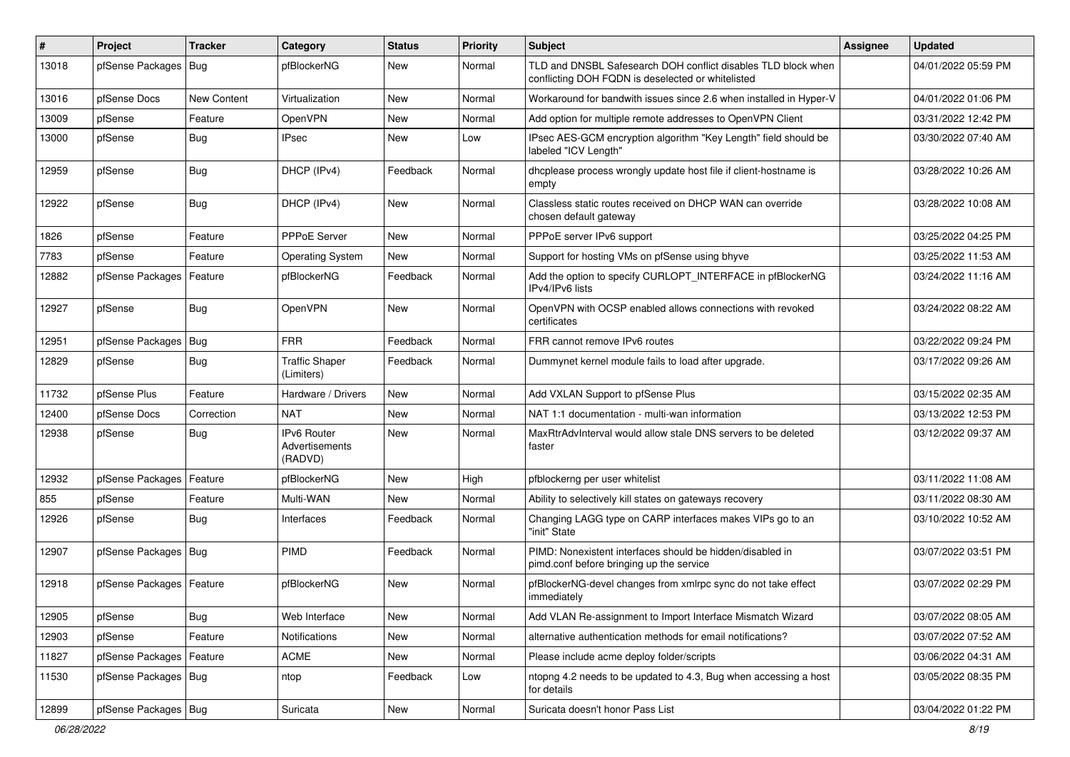| # | Project | Tracker | Category | Status | Priority | Subject | Assignee | Updated |
|---|---|---|---|---|---|---|---|---|
| 13018 | pfSense Packages | Bug | pfBlockerNG | New | Normal | TLD and DNSBL Safesearch DOH conflict disables TLD block when conflicting DOH FQDN is deselected or whitelisted | | 04/01/2022 05:59 PM |
| 13016 | pfSense Docs | New Content | Virtualization | New | Normal | Workaround for bandwith issues since 2.6 when installed in Hyper-V | | 04/01/2022 01:06 PM |
| 13009 | pfSense | Feature | OpenVPN | New | Normal | Add option for multiple remote addresses to OpenVPN Client | | 03/31/2022 12:42 PM |
| 13000 | pfSense | Bug | IPsec | New | Low | IPsec AES-GCM encryption algorithm "Key Length" field should be labeled "ICV Length" | | 03/30/2022 07:40 AM |
| 12959 | pfSense | Bug | DHCP (IPv4) | Feedback | Normal | dhcplease process wrongly update host file if client-hostname is empty | | 03/28/2022 10:26 AM |
| 12922 | pfSense | Bug | DHCP (IPv4) | New | Normal | Classless static routes received on DHCP WAN can override chosen default gateway | | 03/28/2022 10:08 AM |
| 1826 | pfSense | Feature | PPPoE Server | New | Normal | PPPoE server IPv6 support | | 03/25/2022 04:25 PM |
| 7783 | pfSense | Feature | Operating System | New | Normal | Support for hosting VMs on pfSense using bhyve | | 03/25/2022 11:53 AM |
| 12882 | pfSense Packages | Feature | pfBlockerNG | Feedback | Normal | Add the option to specify CURLOPT_INTERFACE in pfBlockerNG IPv4/IPv6 lists | | 03/24/2022 11:16 AM |
| 12927 | pfSense | Bug | OpenVPN | New | Normal | OpenVPN with OCSP enabled allows connections with revoked certificates | | 03/24/2022 08:22 AM |
| 12951 | pfSense Packages | Bug | FRR | Feedback | Normal | FRR cannot remove IPv6 routes | | 03/22/2022 09:24 PM |
| 12829 | pfSense | Bug | Traffic Shaper (Limiters) | Feedback | Normal | Dummynet kernel module fails to load after upgrade. | | 03/17/2022 09:26 AM |
| 11732 | pfSense Plus | Feature | Hardware / Drivers | New | Normal | Add VXLAN Support to pfSense Plus | | 03/15/2022 02:35 AM |
| 12400 | pfSense Docs | Correction | NAT | New | Normal | NAT 1:1 documentation - multi-wan information | | 03/13/2022 12:53 PM |
| 12938 | pfSense | Bug | IPv6 Router Advertisements (RADVD) | New | Normal | MaxRtrAdvInterval would allow stale DNS servers to be deleted faster | | 03/12/2022 09:37 AM |
| 12932 | pfSense Packages | Feature | pfBlockerNG | New | High | pfblockerng per user whitelist | | 03/11/2022 11:08 AM |
| 855 | pfSense | Feature | Multi-WAN | New | Normal | Ability to selectively kill states on gateways recovery | | 03/11/2022 08:30 AM |
| 12926 | pfSense | Bug | Interfaces | Feedback | Normal | Changing LAGG type on CARP interfaces makes VIPs go to an "init" State | | 03/10/2022 10:52 AM |
| 12907 | pfSense Packages | Bug | PIMD | Feedback | Normal | PIMD: Nonexistent interfaces should be hidden/disabled in pimd.conf before bringing up the service | | 03/07/2022 03:51 PM |
| 12918 | pfSense Packages | Feature | pfBlockerNG | New | Normal | pfBlockerNG-devel changes from xmlrpc sync do not take effect immediately | | 03/07/2022 02:29 PM |
| 12905 | pfSense | Bug | Web Interface | New | Normal | Add VLAN Re-assignment to Import Interface Mismatch Wizard | | 03/07/2022 08:05 AM |
| 12903 | pfSense | Feature | Notifications | New | Normal | alternative authentication methods for email notifications? | | 03/07/2022 07:52 AM |
| 11827 | pfSense Packages | Feature | ACME | New | Normal | Please include acme deploy folder/scripts | | 03/06/2022 04:31 AM |
| 11530 | pfSense Packages | Bug | ntop | Feedback | Low | ntopng 4.2 needs to be updated to 4.3, Bug when accessing a host for details | | 03/05/2022 08:35 PM |
| 12899 | pfSense Packages | Bug | Suricata | New | Normal | Suricata doesn't honor Pass List | | 03/04/2022 01:22 PM |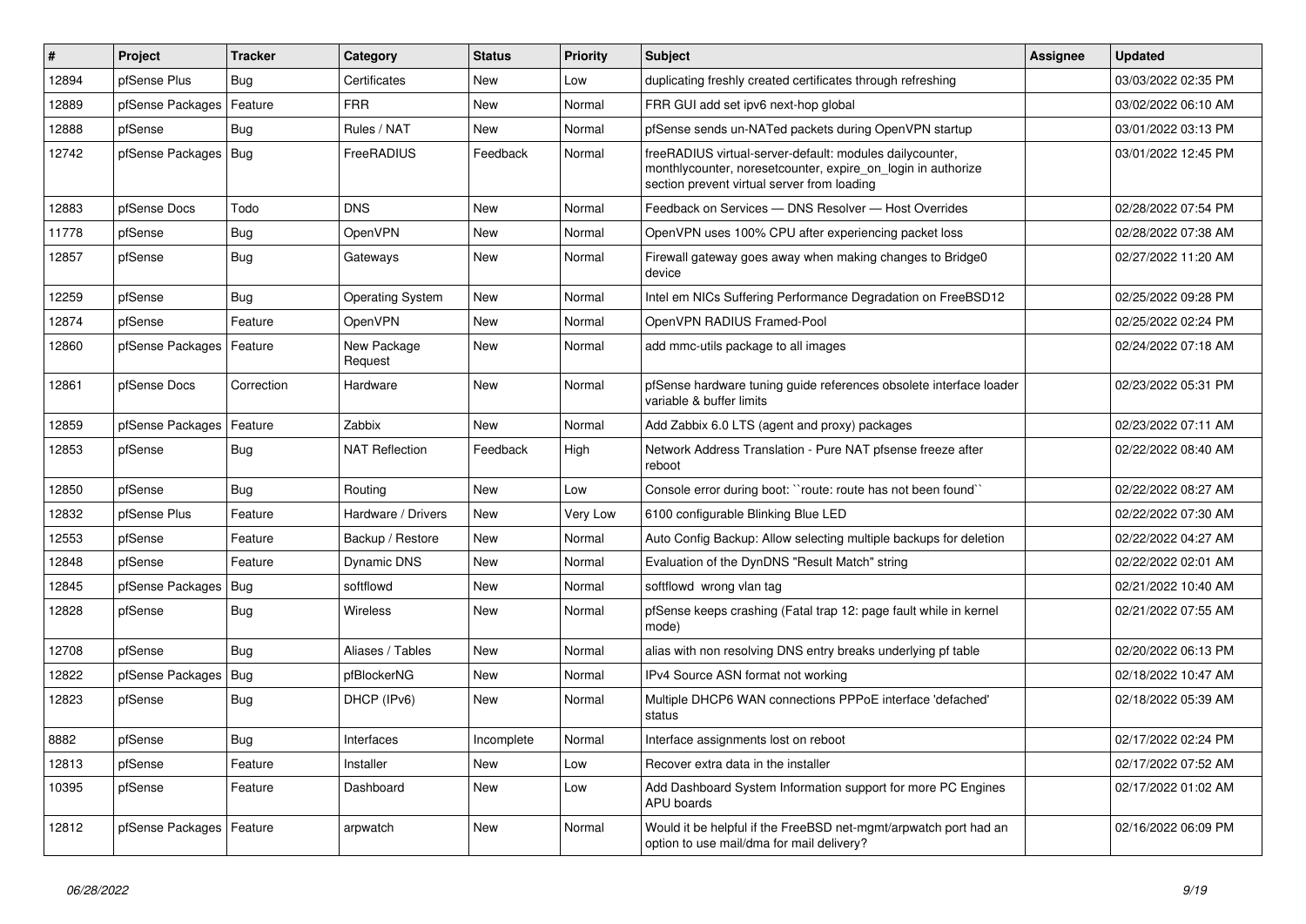| # | Project | Tracker | Category | Status | Priority | Subject | Assignee | Updated |
|---|---|---|---|---|---|---|---|---|
| 12894 | pfSense Plus | Bug | Certificates | New | Low | duplicating freshly created certificates through refreshing | | 03/03/2022 02:35 PM |
| 12889 | pfSense Packages | Feature | FRR | New | Normal | FRR GUI add set ipv6 next-hop global | | 03/02/2022 06:10 AM |
| 12888 | pfSense | Bug | Rules / NAT | New | Normal | pfSense sends un-NATed packets during OpenVPN startup | | 03/01/2022 03:13 PM |
| 12742 | pfSense Packages | Bug | FreeRADIUS | Feedback | Normal | freeRADIUS virtual-server-default: modules dailycounter, monthlycounter, noresetcounter, expire_on_login in authorize section prevent virtual server from loading | | 03/01/2022 12:45 PM |
| 12883 | pfSense Docs | Todo | DNS | New | Normal | Feedback on Services — DNS Resolver — Host Overrides | | 02/28/2022 07:54 PM |
| 11778 | pfSense | Bug | OpenVPN | New | Normal | OpenVPN uses 100% CPU after experiencing packet loss | | 02/28/2022 07:38 AM |
| 12857 | pfSense | Bug | Gateways | New | Normal | Firewall gateway goes away when making changes to Bridge0 device | | 02/27/2022 11:20 AM |
| 12259 | pfSense | Bug | Operating System | New | Normal | Intel em NICs Suffering Performance Degradation on FreeBSD12 | | 02/25/2022 09:28 PM |
| 12874 | pfSense | Feature | OpenVPN | New | Normal | OpenVPN RADIUS Framed-Pool | | 02/25/2022 02:24 PM |
| 12860 | pfSense Packages | Feature | New Package Request | New | Normal | add mmc-utils package to all images | | 02/24/2022 07:18 AM |
| 12861 | pfSense Docs | Correction | Hardware | New | Normal | pfSense hardware tuning guide references obsolete interface loader variable & buffer limits | | 02/23/2022 05:31 PM |
| 12859 | pfSense Packages | Feature | Zabbix | New | Normal | Add Zabbix 6.0 LTS (agent and proxy) packages | | 02/23/2022 07:11 AM |
| 12853 | pfSense | Bug | NAT Reflection | Feedback | High | Network Address Translation - Pure NAT pfsense freeze after reboot | | 02/22/2022 08:40 AM |
| 12850 | pfSense | Bug | Routing | New | Low | Console error during boot: ``route: route has not been found`` | | 02/22/2022 08:27 AM |
| 12832 | pfSense Plus | Feature | Hardware / Drivers | New | Very Low | 6100 configurable Blinking Blue LED | | 02/22/2022 07:30 AM |
| 12553 | pfSense | Feature | Backup / Restore | New | Normal | Auto Config Backup: Allow selecting multiple backups for deletion | | 02/22/2022 04:27 AM |
| 12848 | pfSense | Feature | Dynamic DNS | New | Normal | Evaluation of the DynDNS "Result Match" string | | 02/22/2022 02:01 AM |
| 12845 | pfSense Packages | Bug | softflowd | New | Normal | softflowd wrong vlan tag | | 02/21/2022 10:40 AM |
| 12828 | pfSense | Bug | Wireless | New | Normal | pfSense keeps crashing (Fatal trap 12: page fault while in kernel mode) | | 02/21/2022 07:55 AM |
| 12708 | pfSense | Bug | Aliases / Tables | New | Normal | alias with non resolving DNS entry breaks underlying pf table | | 02/20/2022 06:13 PM |
| 12822 | pfSense Packages | Bug | pfBlockerNG | New | Normal | IPv4 Source ASN format not working | | 02/18/2022 10:47 AM |
| 12823 | pfSense | Bug | DHCP (IPv6) | New | Normal | Multiple DHCP6 WAN connections PPPoE interface 'defached' status | | 02/18/2022 05:39 AM |
| 8882 | pfSense | Bug | Interfaces | Incomplete | Normal | Interface assignments lost on reboot | | 02/17/2022 02:24 PM |
| 12813 | pfSense | Feature | Installer | New | Low | Recover extra data in the installer | | 02/17/2022 07:52 AM |
| 10395 | pfSense | Feature | Dashboard | New | Low | Add Dashboard System Information support for more PC Engines APU boards | | 02/17/2022 01:02 AM |
| 12812 | pfSense Packages | Feature | arpwatch | New | Normal | Would it be helpful if the FreeBSD net-mgmt/arpwatch port had an option to use mail/dma for mail delivery? | | 02/16/2022 06:09 PM |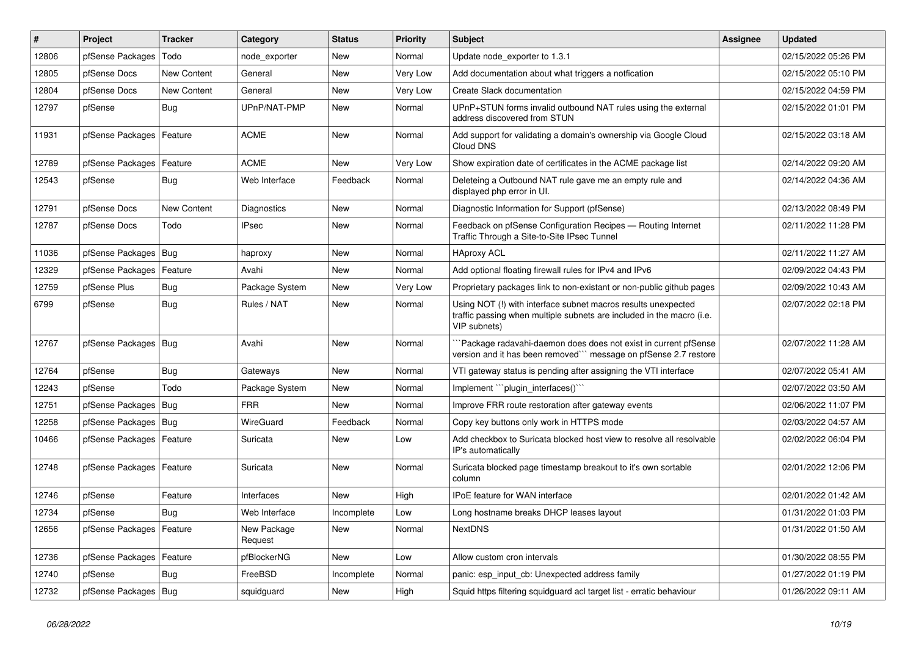| # | Project | Tracker | Category | Status | Priority | Subject | Assignee | Updated |
|---|---|---|---|---|---|---|---|---|
| 12806 | pfSense Packages | Todo | node_exporter | New | Normal | Update node_exporter to 1.3.1 | | 02/15/2022 05:26 PM |
| 12805 | pfSense Docs | New Content | General | New | Very Low | Add documentation about what triggers a notfication | | 02/15/2022 05:10 PM |
| 12804 | pfSense Docs | New Content | General | New | Very Low | Create Slack documentation | | 02/15/2022 04:59 PM |
| 12797 | pfSense | Bug | UPnP/NAT-PMP | New | Normal | UPnP+STUN forms invalid outbound NAT rules using the external address discovered from STUN | | 02/15/2022 01:01 PM |
| 11931 | pfSense Packages | Feature | ACME | New | Normal | Add support for validating a domain's ownership via Google Cloud Cloud DNS | | 02/15/2022 03:18 AM |
| 12789 | pfSense Packages | Feature | ACME | New | Very Low | Show expiration date of certificates in the ACME package list | | 02/14/2022 09:20 AM |
| 12543 | pfSense | Bug | Web Interface | Feedback | Normal | Deleteing a Outbound NAT rule gave me an empty rule and displayed php error in UI. | | 02/14/2022 04:36 AM |
| 12791 | pfSense Docs | New Content | Diagnostics | New | Normal | Diagnostic Information for Support (pfSense) | | 02/13/2022 08:49 PM |
| 12787 | pfSense Docs | Todo | IPsec | New | Normal | Feedback on pfSense Configuration Recipes — Routing Internet Traffic Through a Site-to-Site IPsec Tunnel | | 02/11/2022 11:28 PM |
| 11036 | pfSense Packages | Bug | haproxy | New | Normal | HAproxy ACL | | 02/11/2022 11:27 AM |
| 12329 | pfSense Packages | Feature | Avahi | New | Normal | Add optional floating firewall rules for IPv4 and IPv6 | | 02/09/2022 04:43 PM |
| 12759 | pfSense Plus | Bug | Package System | New | Very Low | Proprietary packages link to non-existant or non-public github pages | | 02/09/2022 10:43 AM |
| 6799 | pfSense | Bug | Rules / NAT | New | Normal | Using NOT (!) with interface subnet macros results unexpected traffic passing when multiple subnets are included in the macro (i.e. VIP subnets) | | 02/07/2022 02:18 PM |
| 12767 | pfSense Packages | Bug | Avahi | New | Normal | ```Package radavahi-daemon does does not exist in current pfSense version and it has been removed``` message on pfSense 2.7 restore | | 02/07/2022 11:28 AM |
| 12764 | pfSense | Bug | Gateways | New | Normal | VTI gateway status is pending after assigning the VTI interface | | 02/07/2022 05:41 AM |
| 12243 | pfSense | Todo | Package System | New | Normal | Implement ```plugin_interfaces()``` | | 02/07/2022 03:50 AM |
| 12751 | pfSense Packages | Bug | FRR | New | Normal | Improve FRR route restoration after gateway events | | 02/06/2022 11:07 PM |
| 12258 | pfSense Packages | Bug | WireGuard | Feedback | Normal | Copy key buttons only work in HTTPS mode | | 02/03/2022 04:57 AM |
| 10466 | pfSense Packages | Feature | Suricata | New | Low | Add checkbox to Suricata blocked host view to resolve all resolvable IP's automatically | | 02/02/2022 06:04 PM |
| 12748 | pfSense Packages | Feature | Suricata | New | Normal | Suricata blocked page timestamp breakout to it's own sortable column | | 02/01/2022 12:06 PM |
| 12746 | pfSense | Feature | Interfaces | New | High | IPoE feature for WAN interface | | 02/01/2022 01:42 AM |
| 12734 | pfSense | Bug | Web Interface | Incomplete | Low | Long hostname breaks DHCP leases layout | | 01/31/2022 01:03 PM |
| 12656 | pfSense Packages | Feature | New Package Request | New | Normal | NextDNS | | 01/31/2022 01:50 AM |
| 12736 | pfSense Packages | Feature | pfBlockerNG | New | Low | Allow custom cron intervals | | 01/30/2022 08:55 PM |
| 12740 | pfSense | Bug | FreeBSD | Incomplete | Normal | panic: esp_input_cb: Unexpected address family | | 01/27/2022 01:19 PM |
| 12732 | pfSense Packages | Bug | squidguard | New | High | Squid https filtering squidguard acl target list - erratic behaviour | | 01/26/2022 09:11 AM |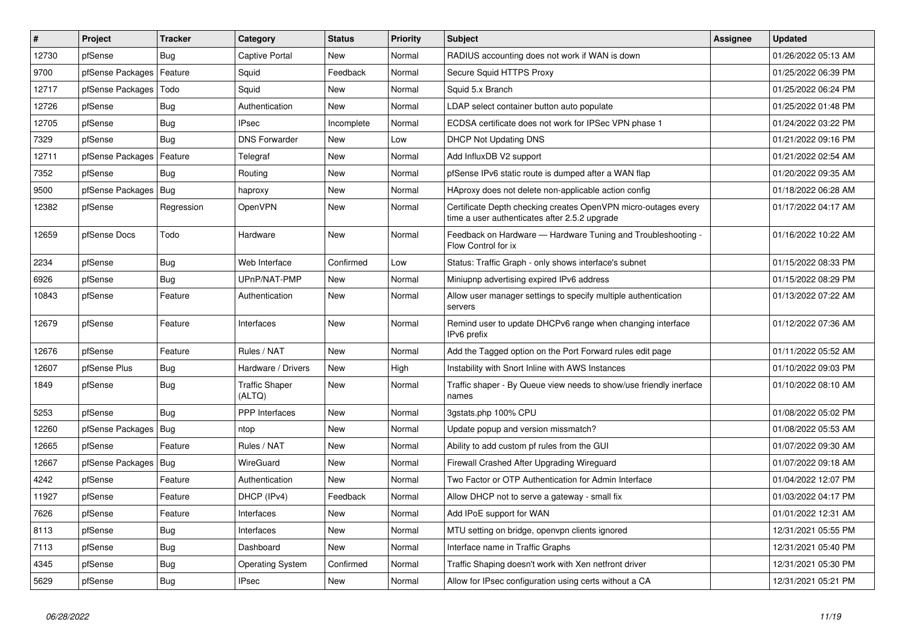| # | Project | Tracker | Category | Status | Priority | Subject | Assignee | Updated |
|---|---|---|---|---|---|---|---|---|
| 12730 | pfSense | Bug | Captive Portal | New | Normal | RADIUS accounting does not work if WAN is down | | 01/26/2022 05:13 AM |
| 9700 | pfSense Packages | Feature | Squid | Feedback | Normal | Secure Squid HTTPS Proxy | | 01/25/2022 06:39 PM |
| 12717 | pfSense Packages | Todo | Squid | New | Normal | Squid 5.x Branch | | 01/25/2022 06:24 PM |
| 12726 | pfSense | Bug | Authentication | New | Normal | LDAP select container button auto populate | | 01/25/2022 01:48 PM |
| 12705 | pfSense | Bug | IPsec | Incomplete | Normal | ECDSA certificate does not work for IPSec VPN phase 1 | | 01/24/2022 03:22 PM |
| 7329 | pfSense | Bug | DNS Forwarder | New | Low | DHCP Not Updating DNS | | 01/21/2022 09:16 PM |
| 12711 | pfSense Packages | Feature | Telegraf | New | Normal | Add InfluxDB V2 support | | 01/21/2022 02:54 AM |
| 7352 | pfSense | Bug | Routing | New | Normal | pfSense IPv6 static route is dumped after a WAN flap | | 01/20/2022 09:35 AM |
| 9500 | pfSense Packages | Bug | haproxy | New | Normal | HAproxy does not delete non-applicable action config | | 01/18/2022 06:28 AM |
| 12382 | pfSense | Regression | OpenVPN | New | Normal | Certificate Depth checking creates OpenVPN micro-outages every time a user authenticates after 2.5.2 upgrade | | 01/17/2022 04:17 AM |
| 12659 | pfSense Docs | Todo | Hardware | New | Normal | Feedback on Hardware — Hardware Tuning and Troubleshooting - Flow Control for ix | | 01/16/2022 10:22 AM |
| 2234 | pfSense | Bug | Web Interface | Confirmed | Low | Status: Traffic Graph - only shows interface's subnet | | 01/15/2022 08:33 PM |
| 6926 | pfSense | Bug | UPnP/NAT-PMP | New | Normal | Miniupnp advertising expired IPv6 address | | 01/15/2022 08:29 PM |
| 10843 | pfSense | Feature | Authentication | New | Normal | Allow user manager settings to specify multiple authentication servers | | 01/13/2022 07:22 AM |
| 12679 | pfSense | Feature | Interfaces | New | Normal | Remind user to update DHCPv6 range when changing interface IPv6 prefix | | 01/12/2022 07:36 AM |
| 12676 | pfSense | Feature | Rules / NAT | New | Normal | Add the Tagged option on the Port Forward rules edit page | | 01/11/2022 05:52 AM |
| 12607 | pfSense Plus | Bug | Hardware / Drivers | New | High | Instability with Snort Inline with AWS Instances | | 01/10/2022 09:03 PM |
| 1849 | pfSense | Bug | Traffic Shaper (ALTQ) | New | Normal | Traffic shaper - By Queue view needs to show/use friendly inerface names | | 01/10/2022 08:10 AM |
| 5253 | pfSense | Bug | PPP Interfaces | New | Normal | 3gstats.php 100% CPU | | 01/08/2022 05:02 PM |
| 12260 | pfSense Packages | Bug | ntop | New | Normal | Update popup and version missmatch? | | 01/08/2022 05:53 AM |
| 12665 | pfSense | Feature | Rules / NAT | New | Normal | Ability to add custom pf rules from the GUI | | 01/07/2022 09:30 AM |
| 12667 | pfSense Packages | Bug | WireGuard | New | Normal | Firewall Crashed After Upgrading Wireguard | | 01/07/2022 09:18 AM |
| 4242 | pfSense | Feature | Authentication | New | Normal | Two Factor or OTP Authentication for Admin Interface | | 01/04/2022 12:07 PM |
| 11927 | pfSense | Feature | DHCP (IPv4) | Feedback | Normal | Allow DHCP not to serve a gateway - small fix | | 01/03/2022 04:17 PM |
| 7626 | pfSense | Feature | Interfaces | New | Normal | Add IPoE support for WAN | | 01/01/2022 12:31 AM |
| 8113 | pfSense | Bug | Interfaces | New | Normal | MTU setting on bridge, openvpn clients ignored | | 12/31/2021 05:55 PM |
| 7113 | pfSense | Bug | Dashboard | New | Normal | Interface name in Traffic Graphs | | 12/31/2021 05:40 PM |
| 4345 | pfSense | Bug | Operating System | Confirmed | Normal | Traffic Shaping doesn't work with Xen netfront driver | | 12/31/2021 05:30 PM |
| 5629 | pfSense | Bug | IPsec | New | Normal | Allow for IPsec configuration using certs without a CA | | 12/31/2021 05:21 PM |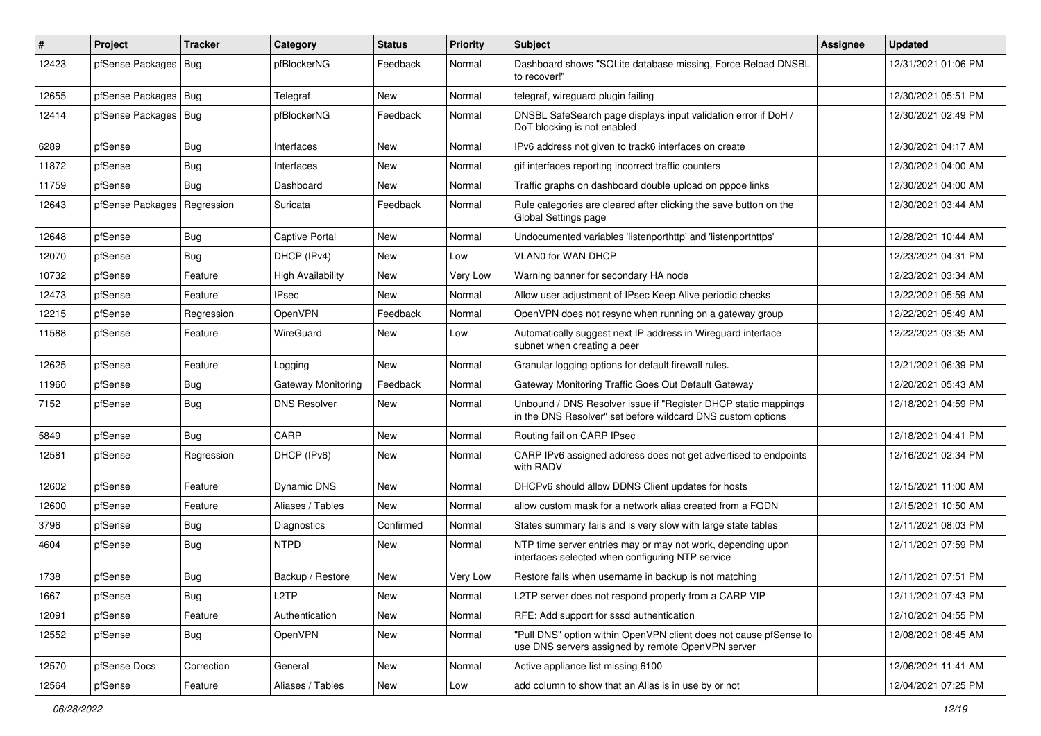| # | Project | Tracker | Category | Status | Priority | Subject | Assignee | Updated |
|---|---|---|---|---|---|---|---|---|
| 12423 | pfSense Packages | Bug | pfBlockerNG | Feedback | Normal | Dashboard shows "SQLite database missing, Force Reload DNSBL to recover!" | | 12/31/2021 01:06 PM |
| 12655 | pfSense Packages | Bug | Telegraf | New | Normal | telegraf, wireguard plugin failing | | 12/30/2021 05:51 PM |
| 12414 | pfSense Packages | Bug | pfBlockerNG | Feedback | Normal | DNSBL SafeSearch page displays input validation error if DoH / DoT blocking is not enabled | | 12/30/2021 02:49 PM |
| 6289 | pfSense | Bug | Interfaces | New | Normal | IPv6 address not given to track6 interfaces on create | | 12/30/2021 04:17 AM |
| 11872 | pfSense | Bug | Interfaces | New | Normal | gif interfaces reporting incorrect traffic counters | | 12/30/2021 04:00 AM |
| 11759 | pfSense | Bug | Dashboard | New | Normal | Traffic graphs on dashboard double upload on pppoe links | | 12/30/2021 04:00 AM |
| 12643 | pfSense Packages | Regression | Suricata | Feedback | Normal | Rule categories are cleared after clicking the save button on the Global Settings page | | 12/30/2021 03:44 AM |
| 12648 | pfSense | Bug | Captive Portal | New | Normal | Undocumented variables 'listenporthttp' and 'listenporthttps' | | 12/28/2021 10:44 AM |
| 12070 | pfSense | Bug | DHCP (IPv4) | New | Low | VLAN0 for WAN DHCP | | 12/23/2021 04:31 PM |
| 10732 | pfSense | Feature | High Availability | New | Very Low | Warning banner for secondary HA node | | 12/23/2021 03:34 AM |
| 12473 | pfSense | Feature | IPsec | New | Normal | Allow user adjustment of IPsec Keep Alive periodic checks | | 12/22/2021 05:59 AM |
| 12215 | pfSense | Regression | OpenVPN | Feedback | Normal | OpenVPN does not resync when running on a gateway group | | 12/22/2021 05:49 AM |
| 11588 | pfSense | Feature | WireGuard | New | Low | Automatically suggest next IP address in Wireguard interface subnet when creating a peer | | 12/22/2021 03:35 AM |
| 12625 | pfSense | Feature | Logging | New | Normal | Granular logging options for default firewall rules. | | 12/21/2021 06:39 PM |
| 11960 | pfSense | Bug | Gateway Monitoring | Feedback | Normal | Gateway Monitoring Traffic Goes Out Default Gateway | | 12/20/2021 05:43 AM |
| 7152 | pfSense | Bug | DNS Resolver | New | Normal | Unbound / DNS Resolver issue if "Register DHCP static mappings in the DNS Resolver" set before wildcard DNS custom options | | 12/18/2021 04:59 PM |
| 5849 | pfSense | Bug | CARP | New | Normal | Routing fail on CARP IPsec | | 12/18/2021 04:41 PM |
| 12581 | pfSense | Regression | DHCP (IPv6) | New | Normal | CARP IPv6 assigned address does not get advertised to endpoints with RADV | | 12/16/2021 02:34 PM |
| 12602 | pfSense | Feature | Dynamic DNS | New | Normal | DHCPv6 should allow DDNS Client updates for hosts | | 12/15/2021 11:00 AM |
| 12600 | pfSense | Feature | Aliases / Tables | New | Normal | allow custom mask for a network alias created from a FQDN | | 12/15/2021 10:50 AM |
| 3796 | pfSense | Bug | Diagnostics | Confirmed | Normal | States summary fails and is very slow with large state tables | | 12/11/2021 08:03 PM |
| 4604 | pfSense | Bug | NTPD | New | Normal | NTP time server entries may or may not work, depending upon interfaces selected when configuring NTP service | | 12/11/2021 07:59 PM |
| 1738 | pfSense | Bug | Backup / Restore | New | Very Low | Restore fails when username in backup is not matching | | 12/11/2021 07:51 PM |
| 1667 | pfSense | Bug | L2TP | New | Normal | L2TP server does not respond properly from a CARP VIP | | 12/11/2021 07:43 PM |
| 12091 | pfSense | Feature | Authentication | New | Normal | RFE: Add support for sssd authentication | | 12/10/2021 04:55 PM |
| 12552 | pfSense | Bug | OpenVPN | New | Normal | "Pull DNS" option within OpenVPN client does not cause pfSense to use DNS servers assigned by remote OpenVPN server | | 12/08/2021 08:45 AM |
| 12570 | pfSense Docs | Correction | General | New | Normal | Active appliance list missing 6100 | | 12/06/2021 11:41 AM |
| 12564 | pfSense | Feature | Aliases / Tables | New | Low | add column to show that an Alias is in use by or not | | 12/04/2021 07:25 PM |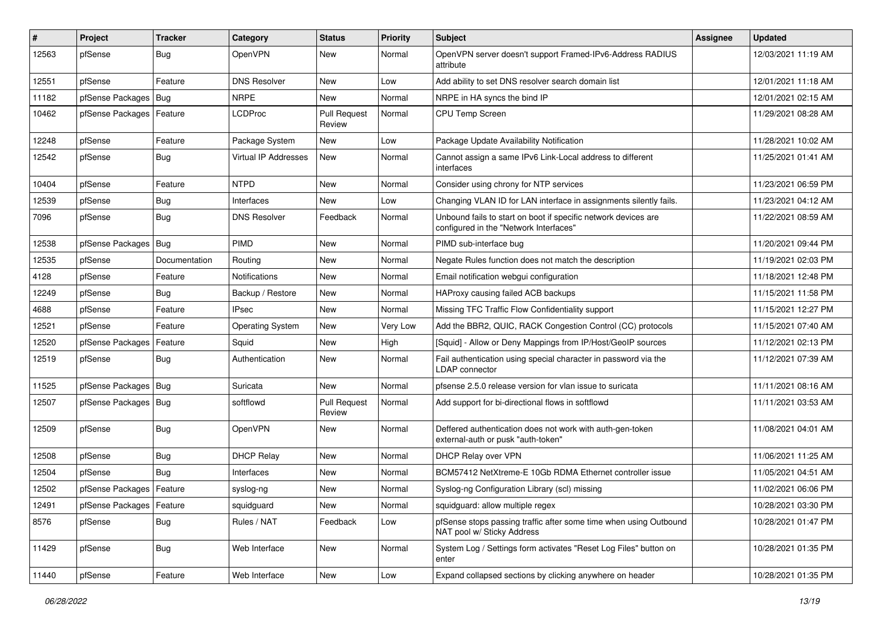| # | Project | Tracker | Category | Status | Priority | Subject | Assignee | Updated |
|---|---|---|---|---|---|---|---|---|
| 12563 | pfSense | Bug | OpenVPN | New | Normal | OpenVPN server doesn't support Framed-IPv6-Address RADIUS attribute | | 12/03/2021 11:19 AM |
| 12551 | pfSense | Feature | DNS Resolver | New | Low | Add ability to set DNS resolver search domain list | | 12/01/2021 11:18 AM |
| 11182 | pfSense Packages | Bug | NRPE | New | Normal | NRPE in HA syncs the bind IP | | 12/01/2021 02:15 AM |
| 10462 | pfSense Packages | Feature | LCDProc | Pull Request Review | Normal | CPU Temp Screen | | 11/29/2021 08:28 AM |
| 12248 | pfSense | Feature | Package System | New | Low | Package Update Availability Notification | | 11/28/2021 10:02 AM |
| 12542 | pfSense | Bug | Virtual IP Addresses | New | Normal | Cannot assign a same IPv6 Link-Local address to different interfaces | | 11/25/2021 01:41 AM |
| 10404 | pfSense | Feature | NTPD | New | Normal | Consider using chrony for NTP services | | 11/23/2021 06:59 PM |
| 12539 | pfSense | Bug | Interfaces | New | Low | Changing VLAN ID for LAN interface in assignments silently fails. | | 11/23/2021 04:12 AM |
| 7096 | pfSense | Bug | DNS Resolver | Feedback | Normal | Unbound fails to start on boot if specific network devices are configured in the "Network Interfaces" | | 11/22/2021 08:59 AM |
| 12538 | pfSense Packages | Bug | PIMD | New | Normal | PIMD sub-interface bug | | 11/20/2021 09:44 PM |
| 12535 | pfSense | Documentation | Routing | New | Normal | Negate Rules function does not match the description | | 11/19/2021 02:03 PM |
| 4128 | pfSense | Feature | Notifications | New | Normal | Email notification webgui configuration | | 11/18/2021 12:48 PM |
| 12249 | pfSense | Bug | Backup / Restore | New | Normal | HAProxy causing failed ACB backups | | 11/15/2021 11:58 PM |
| 4688 | pfSense | Feature | IPsec | New | Normal | Missing TFC Traffic Flow Confidentiality support | | 11/15/2021 12:27 PM |
| 12521 | pfSense | Feature | Operating System | New | Very Low | Add the BBR2, QUIC, RACK Congestion Control (CC) protocols | | 11/15/2021 07:40 AM |
| 12520 | pfSense Packages | Feature | Squid | New | High | [Squid] - Allow or Deny Mappings from IP/Host/GeoIP sources | | 11/12/2021 02:13 PM |
| 12519 | pfSense | Bug | Authentication | New | Normal | Fail authentication using special character in password via the LDAP connector | | 11/12/2021 07:39 AM |
| 11525 | pfSense Packages | Bug | Suricata | New | Normal | pfsense 2.5.0 release version for vlan issue to suricata | | 11/11/2021 08:16 AM |
| 12507 | pfSense Packages | Bug | softflowd | Pull Request Review | Normal | Add support for bi-directional flows in softflowd | | 11/11/2021 03:53 AM |
| 12509 | pfSense | Bug | OpenVPN | New | Normal | Deffered authentication does not work with auth-gen-token external-auth or pusk "auth-token" | | 11/08/2021 04:01 AM |
| 12508 | pfSense | Bug | DHCP Relay | New | Normal | DHCP Relay over VPN | | 11/06/2021 11:25 AM |
| 12504 | pfSense | Bug | Interfaces | New | Normal | BCM57412 NetXtreme-E 10Gb RDMA Ethernet controller issue | | 11/05/2021 04:51 AM |
| 12502 | pfSense Packages | Feature | syslog-ng | New | Normal | Syslog-ng Configuration Library (scl) missing | | 11/02/2021 06:06 PM |
| 12491 | pfSense Packages | Feature | squidguard | New | Normal | squidguard: allow multiple regex | | 10/28/2021 03:30 PM |
| 8576 | pfSense | Bug | Rules / NAT | Feedback | Low | pfSense stops passing traffic after some time when using Outbound NAT pool w/ Sticky Address | | 10/28/2021 01:47 PM |
| 11429 | pfSense | Bug | Web Interface | New | Normal | System Log / Settings form activates "Reset Log Files" button on enter | | 10/28/2021 01:35 PM |
| 11440 | pfSense | Feature | Web Interface | New | Low | Expand collapsed sections by clicking anywhere on header | | 10/28/2021 01:35 PM |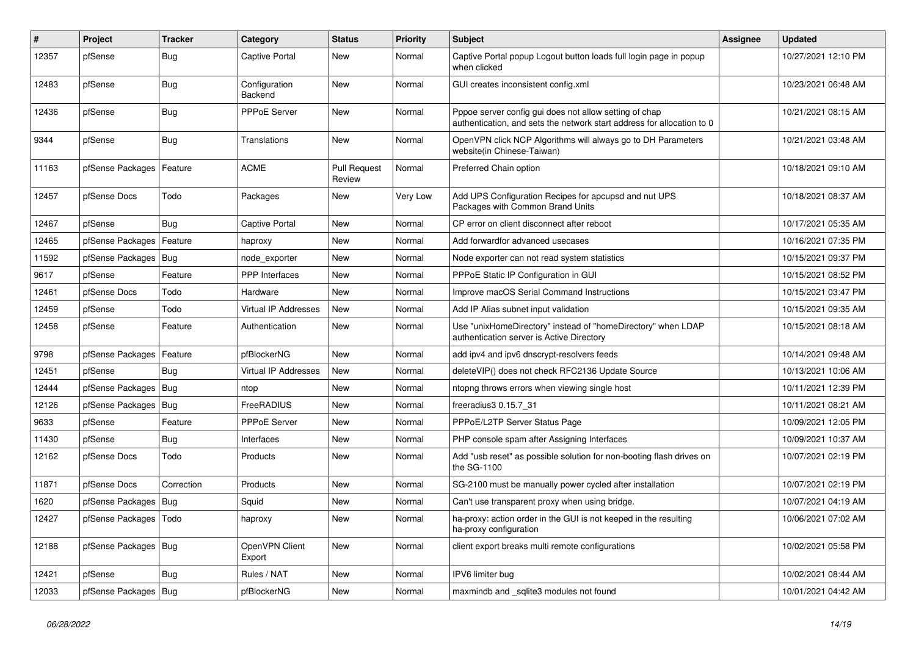| # | Project | Tracker | Category | Status | Priority | Subject | Assignee | Updated |
|---|---|---|---|---|---|---|---|---|
| 12357 | pfSense | Bug | Captive Portal | New | Normal | Captive Portal popup Logout button loads full login page in popup when clicked | | 10/27/2021 12:10 PM |
| 12483 | pfSense | Bug | Configuration Backend | New | Normal | GUI creates inconsistent config.xml | | 10/23/2021 06:48 AM |
| 12436 | pfSense | Bug | PPPoE Server | New | Normal | Pppoe server config gui does not allow setting of chap authentication, and sets the network start address for allocation to 0 | | 10/21/2021 08:15 AM |
| 9344 | pfSense | Bug | Translations | New | Normal | OpenVPN click NCP Algorithms will always go to DH Parameters website(in Chinese-Taiwan) | | 10/21/2021 03:48 AM |
| 11163 | pfSense Packages | Feature | ACME | Pull Request Review | Normal | Preferred Chain option | | 10/18/2021 09:10 AM |
| 12457 | pfSense Docs | Todo | Packages | New | Very Low | Add UPS Configuration Recipes for apcupsd and nut UPS Packages with Common Brand Units | | 10/18/2021 08:37 AM |
| 12467 | pfSense | Bug | Captive Portal | New | Normal | CP error on client disconnect after reboot | | 10/17/2021 05:35 AM |
| 12465 | pfSense Packages | Feature | haproxy | New | Normal | Add forwardfor advanced usecases | | 10/16/2021 07:35 PM |
| 11592 | pfSense Packages | Bug | node_exporter | New | Normal | Node exporter can not read system statistics | | 10/15/2021 09:37 PM |
| 9617 | pfSense | Feature | PPP Interfaces | New | Normal | PPPoE Static IP Configuration in GUI | | 10/15/2021 08:52 PM |
| 12461 | pfSense Docs | Todo | Hardware | New | Normal | Improve macOS Serial Command Instructions | | 10/15/2021 03:47 PM |
| 12459 | pfSense | Todo | Virtual IP Addresses | New | Normal | Add IP Alias subnet input validation | | 10/15/2021 09:35 AM |
| 12458 | pfSense | Feature | Authentication | New | Normal | Use "unixHomeDirectory" instead of "homeDirectory" when LDAP authentication server is Active Directory | | 10/15/2021 08:18 AM |
| 9798 | pfSense Packages | Feature | pfBlockerNG | New | Normal | add ipv4 and ipv6 dnscrypt-resolvers feeds | | 10/14/2021 09:48 AM |
| 12451 | pfSense | Bug | Virtual IP Addresses | New | Normal | deleteVIP() does not check RFC2136 Update Source | | 10/13/2021 10:06 AM |
| 12444 | pfSense Packages | Bug | ntop | New | Normal | ntopng throws errors when viewing single host | | 10/11/2021 12:39 PM |
| 12126 | pfSense Packages | Bug | FreeRADIUS | New | Normal | freeradius3 0.15.7_31 | | 10/11/2021 08:21 AM |
| 9633 | pfSense | Feature | PPPoE Server | New | Normal | PPPoE/L2TP Server Status Page | | 10/09/2021 12:05 PM |
| 11430 | pfSense | Bug | Interfaces | New | Normal | PHP console spam after Assigning Interfaces | | 10/09/2021 10:37 AM |
| 12162 | pfSense Docs | Todo | Products | New | Normal | Add "usb reset" as possible solution for non-booting flash drives on the SG-1100 | | 10/07/2021 02:19 PM |
| 11871 | pfSense Docs | Correction | Products | New | Normal | SG-2100 must be manually power cycled after installation | | 10/07/2021 02:19 PM |
| 1620 | pfSense Packages | Bug | Squid | New | Normal | Can't use transparent proxy when using bridge. | | 10/07/2021 04:19 AM |
| 12427 | pfSense Packages | Todo | haproxy | New | Normal | ha-proxy: action order in the GUI is not keeped in the resulting ha-proxy configuration | | 10/06/2021 07:02 AM |
| 12188 | pfSense Packages | Bug | OpenVPN Client Export | New | Normal | client export breaks multi remote configurations | | 10/02/2021 05:58 PM |
| 12421 | pfSense | Bug | Rules / NAT | New | Normal | IPV6 limiter bug | | 10/02/2021 08:44 AM |
| 12033 | pfSense Packages | Bug | pfBlockerNG | New | Normal | maxmindb and _sqlite3 modules not found | | 10/01/2021 04:42 AM |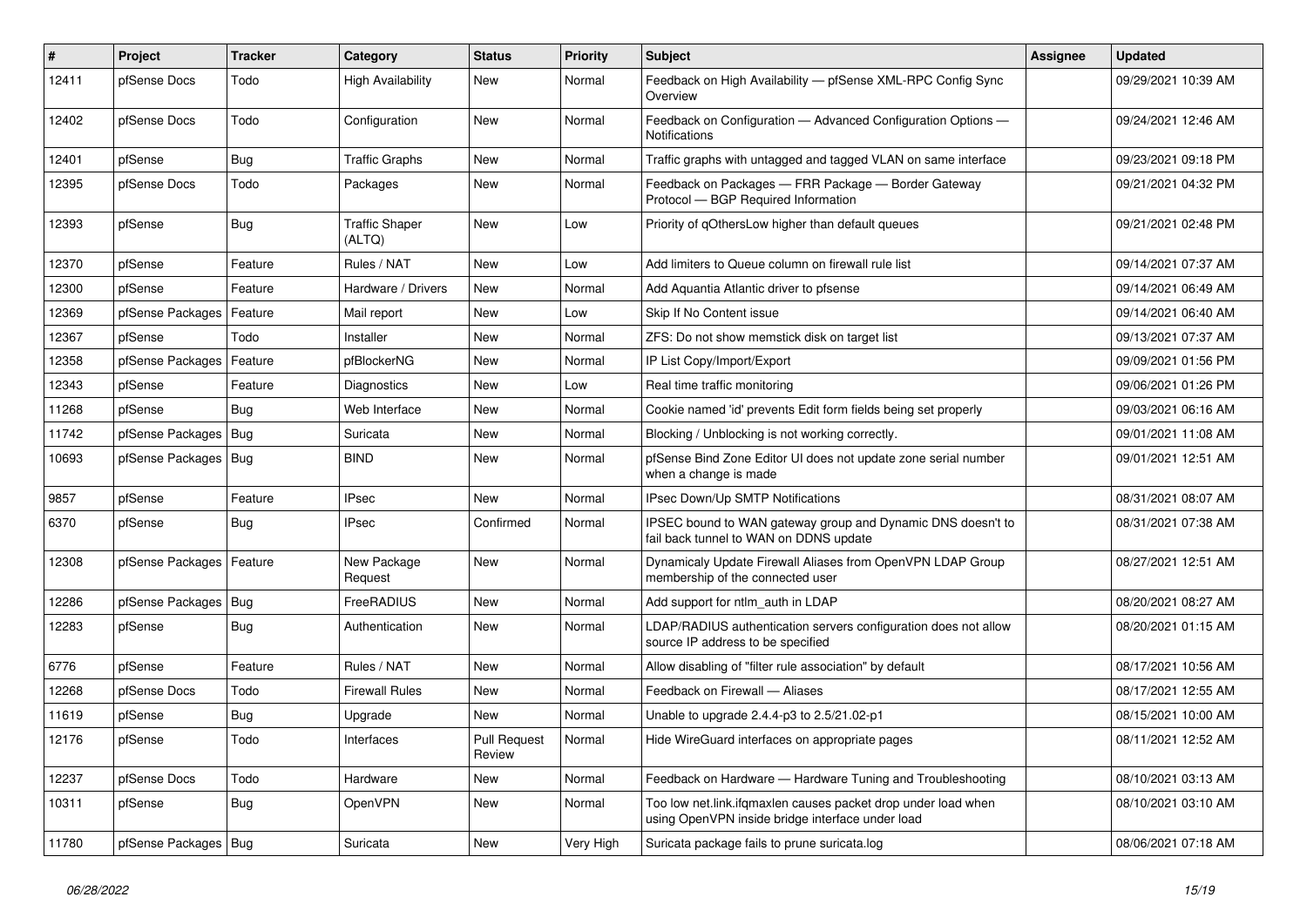| # | Project | Tracker | Category | Status | Priority | Subject | Assignee | Updated |
|---|---|---|---|---|---|---|---|---|
| 12411 | pfSense Docs | Todo | High Availability | New | Normal | Feedback on High Availability — pfSense XML-RPC Config Sync Overview | | 09/29/2021 10:39 AM |
| 12402 | pfSense Docs | Todo | Configuration | New | Normal | Feedback on Configuration — Advanced Configuration Options — Notifications | | 09/24/2021 12:46 AM |
| 12401 | pfSense | Bug | Traffic Graphs | New | Normal | Traffic graphs with untagged and tagged VLAN on same interface | | 09/23/2021 09:18 PM |
| 12395 | pfSense Docs | Todo | Packages | New | Normal | Feedback on Packages — FRR Package — Border Gateway Protocol — BGP Required Information | | 09/21/2021 04:32 PM |
| 12393 | pfSense | Bug | Traffic Shaper (ALTQ) | New | Low | Priority of qOthersLow higher than default queues | | 09/21/2021 02:48 PM |
| 12370 | pfSense | Feature | Rules / NAT | New | Low | Add limiters to Queue column on firewall rule list | | 09/14/2021 07:37 AM |
| 12300 | pfSense | Feature | Hardware / Drivers | New | Normal | Add Aquantia Atlantic driver to pfsense | | 09/14/2021 06:49 AM |
| 12369 | pfSense Packages | Feature | Mail report | New | Low | Skip If No Content issue | | 09/14/2021 06:40 AM |
| 12367 | pfSense | Todo | Installer | New | Normal | ZFS: Do not show memstick disk on target list | | 09/13/2021 07:37 AM |
| 12358 | pfSense Packages | Feature | pfBlockerNG | New | Normal | IP List Copy/Import/Export | | 09/09/2021 01:56 PM |
| 12343 | pfSense | Feature | Diagnostics | New | Low | Real time traffic monitoring | | 09/06/2021 01:26 PM |
| 11268 | pfSense | Bug | Web Interface | New | Normal | Cookie named 'id' prevents Edit form fields being set properly | | 09/03/2021 06:16 AM |
| 11742 | pfSense Packages | Bug | Suricata | New | Normal | Blocking / Unblocking is not working correctly. | | 09/01/2021 11:08 AM |
| 10693 | pfSense Packages | Bug | BIND | New | Normal | pfSense Bind Zone Editor UI does not update zone serial number when a change is made | | 09/01/2021 12:51 AM |
| 9857 | pfSense | Feature | IPsec | New | Normal | IPsec Down/Up SMTP Notifications | | 08/31/2021 08:07 AM |
| 6370 | pfSense | Bug | IPsec | Confirmed | Normal | IPSEC bound to WAN gateway group and Dynamic DNS doesn't to fail back tunnel to WAN on DDNS update | | 08/31/2021 07:38 AM |
| 12308 | pfSense Packages | Feature | New Package Request | New | Normal | Dynamicaly Update Firewall Aliases from OpenVPN LDAP Group membership of the connected user | | 08/27/2021 12:51 AM |
| 12286 | pfSense Packages | Bug | FreeRADIUS | New | Normal | Add support for ntlm_auth in LDAP | | 08/20/2021 08:27 AM |
| 12283 | pfSense | Bug | Authentication | New | Normal | LDAP/RADIUS authentication servers configuration does not allow source IP address to be specified | | 08/20/2021 01:15 AM |
| 6776 | pfSense | Feature | Rules / NAT | New | Normal | Allow disabling of "filter rule association" by default | | 08/17/2021 10:56 AM |
| 12268 | pfSense Docs | Todo | Firewall Rules | New | Normal | Feedback on Firewall — Aliases | | 08/17/2021 12:55 AM |
| 11619 | pfSense | Bug | Upgrade | New | Normal | Unable to upgrade 2.4.4-p3 to 2.5/21.02-p1 | | 08/15/2021 10:00 AM |
| 12176 | pfSense | Todo | Interfaces | Pull Request Review | Normal | Hide WireGuard interfaces on appropriate pages | | 08/11/2021 12:52 AM |
| 12237 | pfSense Docs | Todo | Hardware | New | Normal | Feedback on Hardware — Hardware Tuning and Troubleshooting | | 08/10/2021 03:13 AM |
| 10311 | pfSense | Bug | OpenVPN | New | Normal | Too low net.link.ifqmaxlen causes packet drop under load when using OpenVPN inside bridge interface under load | | 08/10/2021 03:10 AM |
| 11780 | pfSense Packages | Bug | Suricata | New | Very High | Suricata package fails to prune suricata.log | | 08/06/2021 07:18 AM |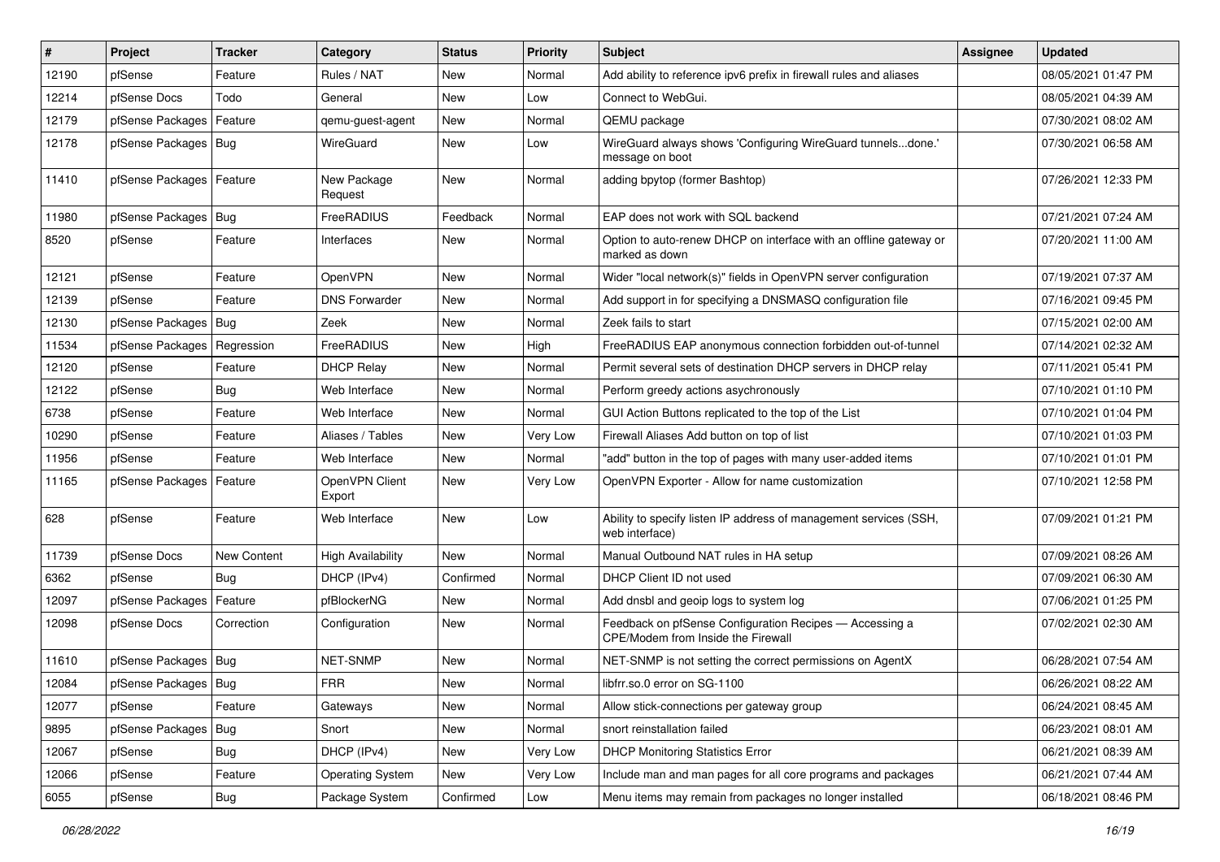| # | Project | Tracker | Category | Status | Priority | Subject | Assignee | Updated |
|---|---|---|---|---|---|---|---|---|
| 12190 | pfSense | Feature | Rules / NAT | New | Normal | Add ability to reference ipv6 prefix in firewall rules and aliases | | 08/05/2021 01:47 PM |
| 12214 | pfSense Docs | Todo | General | New | Low | Connect to WebGui. | | 08/05/2021 04:39 AM |
| 12179 | pfSense Packages | Feature | qemu-guest-agent | New | Normal | QEMU package | | 07/30/2021 08:02 AM |
| 12178 | pfSense Packages | Bug | WireGuard | New | Low | WireGuard always shows 'Configuring WireGuard tunnels...done.' message on boot | | 07/30/2021 06:58 AM |
| 11410 | pfSense Packages | Feature | New Package Request | New | Normal | adding bpytop (former Bashtop) | | 07/26/2021 12:33 PM |
| 11980 | pfSense Packages | Bug | FreeRADIUS | Feedback | Normal | EAP does not work with SQL backend | | 07/21/2021 07:24 AM |
| 8520 | pfSense | Feature | Interfaces | New | Normal | Option to auto-renew DHCP on interface with an offline gateway or marked as down | | 07/20/2021 11:00 AM |
| 12121 | pfSense | Feature | OpenVPN | New | Normal | Wider "local network(s)" fields in OpenVPN server configuration | | 07/19/2021 07:37 AM |
| 12139 | pfSense | Feature | DNS Forwarder | New | Normal | Add support in for specifying a DNSMASQ configuration file | | 07/16/2021 09:45 PM |
| 12130 | pfSense Packages | Bug | Zeek | New | Normal | Zeek fails to start | | 07/15/2021 02:00 AM |
| 11534 | pfSense Packages | Regression | FreeRADIUS | New | High | FreeRADIUS EAP anonymous connection forbidden out-of-tunnel | | 07/14/2021 02:32 AM |
| 12120 | pfSense | Feature | DHCP Relay | New | Normal | Permit several sets of destination DHCP servers in DHCP relay | | 07/11/2021 05:41 PM |
| 12122 | pfSense | Bug | Web Interface | New | Normal | Perform greedy actions asychronously | | 07/10/2021 01:10 PM |
| 6738 | pfSense | Feature | Web Interface | New | Normal | GUI Action Buttons replicated to the top of the List | | 07/10/2021 01:04 PM |
| 10290 | pfSense | Feature | Aliases / Tables | New | Very Low | Firewall Aliases Add button on top of list | | 07/10/2021 01:03 PM |
| 11956 | pfSense | Feature | Web Interface | New | Normal | "add" button in the top of pages with many user-added items | | 07/10/2021 01:01 PM |
| 11165 | pfSense Packages | Feature | OpenVPN Client Export | New | Very Low | OpenVPN Exporter - Allow for name customization | | 07/10/2021 12:58 PM |
| 628 | pfSense | Feature | Web Interface | New | Low | Ability to specify listen IP address of management services (SSH, web interface) | | 07/09/2021 01:21 PM |
| 11739 | pfSense Docs | New Content | High Availability | New | Normal | Manual Outbound NAT rules in HA setup | | 07/09/2021 08:26 AM |
| 6362 | pfSense | Bug | DHCP (IPv4) | Confirmed | Normal | DHCP Client ID not used | | 07/09/2021 06:30 AM |
| 12097 | pfSense Packages | Feature | pfBlockerNG | New | Normal | Add dnsbl and geoip logs to system log | | 07/06/2021 01:25 PM |
| 12098 | pfSense Docs | Correction | Configuration | New | Normal | Feedback on pfSense Configuration Recipes — Accessing a CPE/Modem from Inside the Firewall | | 07/02/2021 02:30 AM |
| 11610 | pfSense Packages | Bug | NET-SNMP | New | Normal | NET-SNMP is not setting the correct permissions on AgentX | | 06/28/2021 07:54 AM |
| 12084 | pfSense Packages | Bug | FRR | New | Normal | libfrr.so.0 error on SG-1100 | | 06/26/2021 08:22 AM |
| 12077 | pfSense | Feature | Gateways | New | Normal | Allow stick-connections per gateway group | | 06/24/2021 08:45 AM |
| 9895 | pfSense Packages | Bug | Snort | New | Normal | snort reinstallation failed | | 06/23/2021 08:01 AM |
| 12067 | pfSense | Bug | DHCP (IPv4) | New | Very Low | DHCP Monitoring Statistics Error | | 06/21/2021 08:39 AM |
| 12066 | pfSense | Feature | Operating System | New | Very Low | Include man and man pages for all core programs and packages | | 06/21/2021 07:44 AM |
| 6055 | pfSense | Bug | Package System | Confirmed | Low | Menu items may remain from packages no longer installed | | 06/18/2021 08:46 PM |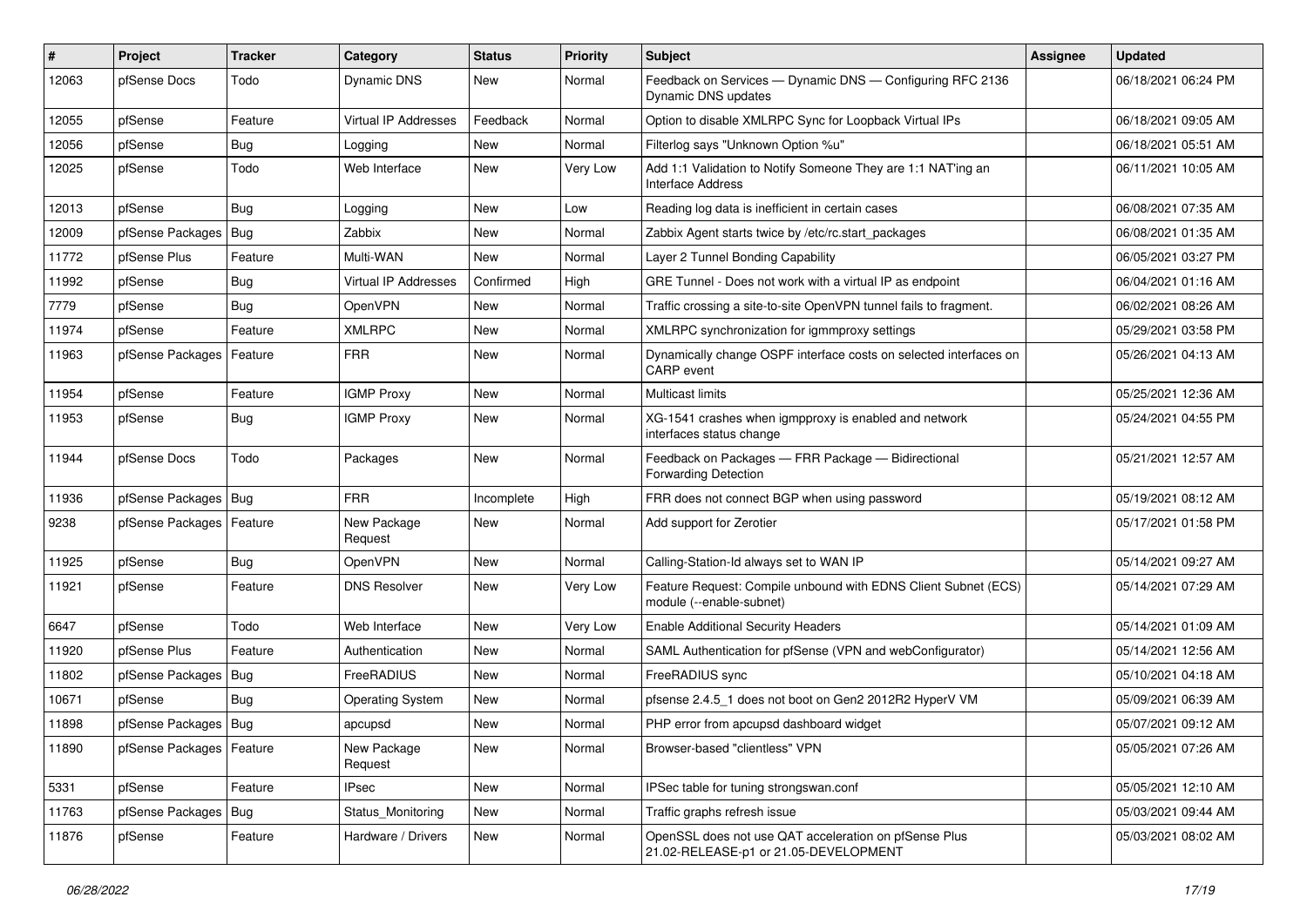| # | Project | Tracker | Category | Status | Priority | Subject | Assignee | Updated |
|---|---|---|---|---|---|---|---|---|
| 12063 | pfSense Docs | Todo | Dynamic DNS | New | Normal | Feedback on Services — Dynamic DNS — Configuring RFC 2136 Dynamic DNS updates | | 06/18/2021 06:24 PM |
| 12055 | pfSense | Feature | Virtual IP Addresses | Feedback | Normal | Option to disable XMLRPC Sync for Loopback Virtual IPs | | 06/18/2021 09:05 AM |
| 12056 | pfSense | Bug | Logging | New | Normal | Filterlog says "Unknown Option %u" | | 06/18/2021 05:51 AM |
| 12025 | pfSense | Todo | Web Interface | New | Very Low | Add 1:1 Validation to Notify Someone They are 1:1 NAT'ing an Interface Address | | 06/11/2021 10:05 AM |
| 12013 | pfSense | Bug | Logging | New | Low | Reading log data is inefficient in certain cases | | 06/08/2021 07:35 AM |
| 12009 | pfSense Packages | Bug | Zabbix | New | Normal | Zabbix Agent starts twice by /etc/rc.start_packages | | 06/08/2021 01:35 AM |
| 11772 | pfSense Plus | Feature | Multi-WAN | New | Normal | Layer 2 Tunnel Bonding Capability | | 06/05/2021 03:27 PM |
| 11992 | pfSense | Bug | Virtual IP Addresses | Confirmed | High | GRE Tunnel - Does not work with a virtual IP as endpoint | | 06/04/2021 01:16 AM |
| 7779 | pfSense | Bug | OpenVPN | New | Normal | Traffic crossing a site-to-site OpenVPN tunnel fails to fragment. | | 06/02/2021 08:26 AM |
| 11974 | pfSense | Feature | XMLRPC | New | Normal | XMLRPC synchronization for igmmproxy settings | | 05/29/2021 03:58 PM |
| 11963 | pfSense Packages | Feature | FRR | New | Normal | Dynamically change OSPF interface costs on selected interfaces on CARP event | | 05/26/2021 04:13 AM |
| 11954 | pfSense | Feature | IGMP Proxy | New | Normal | Multicast limits | | 05/25/2021 12:36 AM |
| 11953 | pfSense | Bug | IGMP Proxy | New | Normal | XG-1541 crashes when igmpproxy is enabled and network interfaces status change | | 05/24/2021 04:55 PM |
| 11944 | pfSense Docs | Todo | Packages | New | Normal | Feedback on Packages — FRR Package — Bidirectional Forwarding Detection | | 05/21/2021 12:57 AM |
| 11936 | pfSense Packages | Bug | FRR | Incomplete | High | FRR does not connect BGP when using password | | 05/19/2021 08:12 AM |
| 9238 | pfSense Packages | Feature | New Package Request | New | Normal | Add support for Zerotier | | 05/17/2021 01:58 PM |
| 11925 | pfSense | Bug | OpenVPN | New | Normal | Calling-Station-Id always set to WAN IP | | 05/14/2021 09:27 AM |
| 11921 | pfSense | Feature | DNS Resolver | New | Very Low | Feature Request: Compile unbound with EDNS Client Subnet (ECS) module (--enable-subnet) | | 05/14/2021 07:29 AM |
| 6647 | pfSense | Todo | Web Interface | New | Very Low | Enable Additional Security Headers | | 05/14/2021 01:09 AM |
| 11920 | pfSense Plus | Feature | Authentication | New | Normal | SAML Authentication for pfSense (VPN and webConfigurator) | | 05/14/2021 12:56 AM |
| 11802 | pfSense Packages | Bug | FreeRADIUS | New | Normal | FreeRADIUS sync | | 05/10/2021 04:18 AM |
| 10671 | pfSense | Bug | Operating System | New | Normal | pfsense 2.4.5_1 does not boot on Gen2 2012R2 HyperV VM | | 05/09/2021 06:39 AM |
| 11898 | pfSense Packages | Bug | apcupsd | New | Normal | PHP error from apcupsd dashboard widget | | 05/07/2021 09:12 AM |
| 11890 | pfSense Packages | Feature | New Package Request | New | Normal | Browser-based "clientless" VPN | | 05/05/2021 07:26 AM |
| 5331 | pfSense | Feature | IPsec | New | Normal | IPSec table for tuning strongswan.conf | | 05/05/2021 12:10 AM |
| 11763 | pfSense Packages | Bug | Status_Monitoring | New | Normal | Traffic graphs refresh issue | | 05/03/2021 09:44 AM |
| 11876 | pfSense | Feature | Hardware / Drivers | New | Normal | OpenSSL does not use QAT acceleration on pfSense Plus 21.02-RELEASE-p1 or 21.05-DEVELOPMENT | | 05/03/2021 08:02 AM |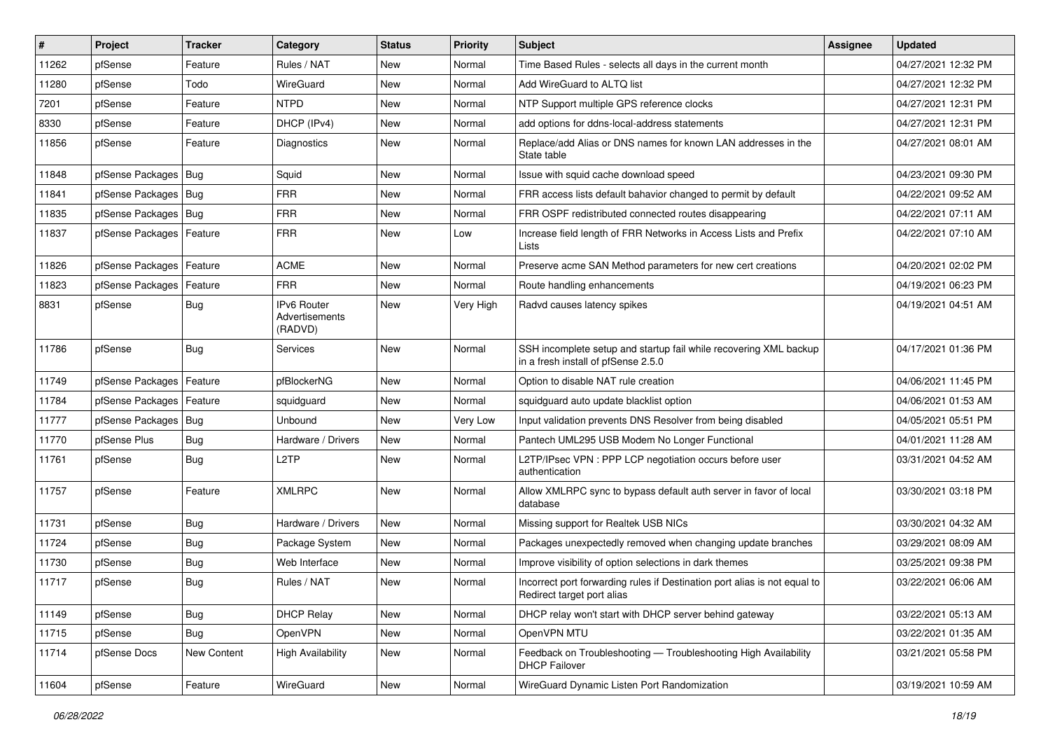| # | Project | Tracker | Category | Status | Priority | Subject | Assignee | Updated |
|---|---|---|---|---|---|---|---|---|
| 11262 | pfSense | Feature | Rules / NAT | New | Normal | Time Based Rules - selects all days in the current month | | 04/27/2021 12:32 PM |
| 11280 | pfSense | Todo | WireGuard | New | Normal | Add WireGuard to ALTQ list | | 04/27/2021 12:32 PM |
| 7201 | pfSense | Feature | NTPD | New | Normal | NTP Support multiple GPS reference clocks | | 04/27/2021 12:31 PM |
| 8330 | pfSense | Feature | DHCP (IPv4) | New | Normal | add options for ddns-local-address statements | | 04/27/2021 12:31 PM |
| 11856 | pfSense | Feature | Diagnostics | New | Normal | Replace/add Alias or DNS names for known LAN addresses in the State table | | 04/27/2021 08:01 AM |
| 11848 | pfSense Packages | Bug | Squid | New | Normal | Issue with squid cache download speed | | 04/23/2021 09:30 PM |
| 11841 | pfSense Packages | Bug | FRR | New | Normal | FRR access lists default bahavior changed to permit by default | | 04/22/2021 09:52 AM |
| 11835 | pfSense Packages | Bug | FRR | New | Normal | FRR OSPF redistributed connected routes disappearing | | 04/22/2021 07:11 AM |
| 11837 | pfSense Packages | Feature | FRR | New | Low | Increase field length of FRR Networks in Access Lists and Prefix Lists | | 04/22/2021 07:10 AM |
| 11826 | pfSense Packages | Feature | ACME | New | Normal | Preserve acme SAN Method parameters for new cert creations | | 04/20/2021 02:02 PM |
| 11823 | pfSense Packages | Feature | FRR | New | Normal | Route handling enhancements | | 04/19/2021 06:23 PM |
| 8831 | pfSense | Bug | IPv6 Router Advertisements (RADVD) | New | Very High | Radvd causes latency spikes | | 04/19/2021 04:51 AM |
| 11786 | pfSense | Bug | Services | New | Normal | SSH incomplete setup and startup fail while recovering XML backup in a fresh install of pfSense 2.5.0 | | 04/17/2021 01:36 PM |
| 11749 | pfSense Packages | Feature | pfBlockerNG | New | Normal | Option to disable NAT rule creation | | 04/06/2021 11:45 PM |
| 11784 | pfSense Packages | Feature | squidguard | New | Normal | squidguard auto update blacklist option | | 04/06/2021 01:53 AM |
| 11777 | pfSense Packages | Bug | Unbound | New | Very Low | Input validation prevents DNS Resolver from being disabled | | 04/05/2021 05:51 PM |
| 11770 | pfSense Plus | Bug | Hardware / Drivers | New | Normal | Pantech UML295 USB Modem No Longer Functional | | 04/01/2021 11:28 AM |
| 11761 | pfSense | Bug | L2TP | New | Normal | L2TP/IPsec VPN : PPP LCP negotiation occurs before user authentication | | 03/31/2021 04:52 AM |
| 11757 | pfSense | Feature | XMLRPC | New | Normal | Allow XMLRPC sync to bypass default auth server in favor of local database | | 03/30/2021 03:18 PM |
| 11731 | pfSense | Bug | Hardware / Drivers | New | Normal | Missing support for Realtek USB NICs | | 03/30/2021 04:32 AM |
| 11724 | pfSense | Bug | Package System | New | Normal | Packages unexpectedly removed when changing update branches | | 03/29/2021 08:09 AM |
| 11730 | pfSense | Bug | Web Interface | New | Normal | Improve visibility of option selections in dark themes | | 03/25/2021 09:38 PM |
| 11717 | pfSense | Bug | Rules / NAT | New | Normal | Incorrect port forwarding rules if Destination port alias is not equal to Redirect target port alias | | 03/22/2021 06:06 AM |
| 11149 | pfSense | Bug | DHCP Relay | New | Normal | DHCP relay won't start with DHCP server behind gateway | | 03/22/2021 05:13 AM |
| 11715 | pfSense | Bug | OpenVPN | New | Normal | OpenVPN MTU | | 03/22/2021 01:35 AM |
| 11714 | pfSense Docs | New Content | High Availability | New | Normal | Feedback on Troubleshooting — Troubleshooting High Availability DHCP Failover | | 03/21/2021 05:58 PM |
| 11604 | pfSense | Feature | WireGuard | New | Normal | WireGuard Dynamic Listen Port Randomization | | 03/19/2021 10:59 AM |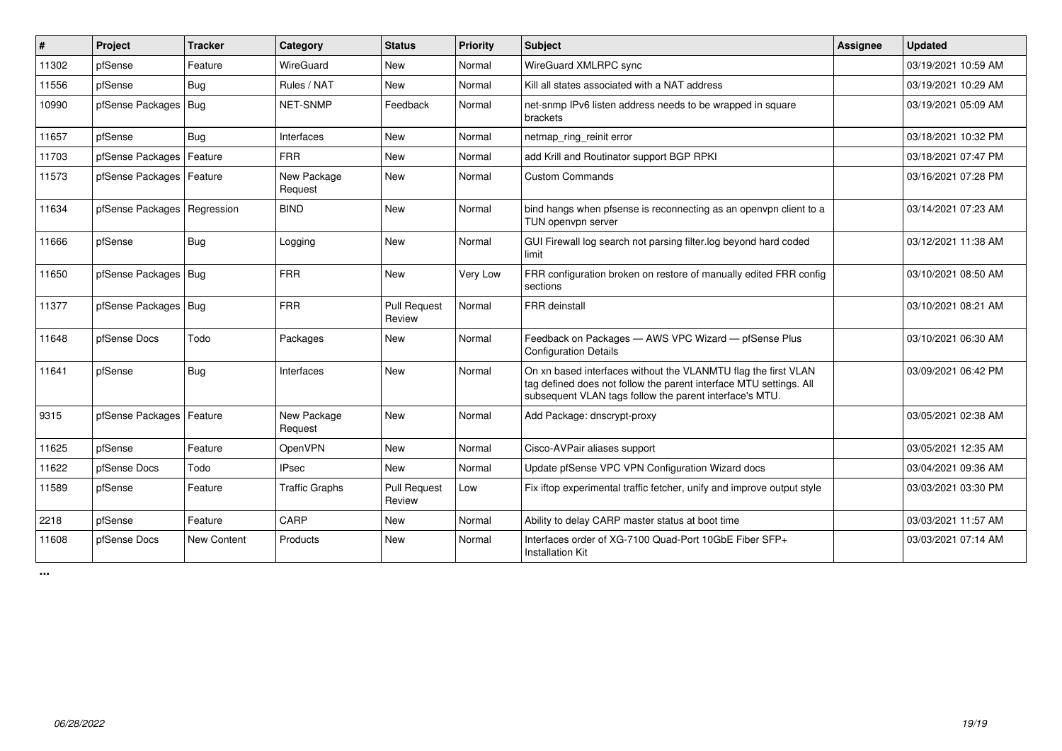| # | Project | Tracker | Category | Status | Priority | Subject | Assignee | Updated |
|---|---|---|---|---|---|---|---|---|
| 11302 | pfSense | Feature | WireGuard | New | Normal | WireGuard XMLRPC sync | | 03/19/2021 10:59 AM |
| 11556 | pfSense | Bug | Rules / NAT | New | Normal | Kill all states associated with a NAT address | | 03/19/2021 10:29 AM |
| 10990 | pfSense Packages | Bug | NET-SNMP | Feedback | Normal | net-snmp IPv6 listen address needs to be wrapped in square brackets | | 03/19/2021 05:09 AM |
| 11657 | pfSense | Bug | Interfaces | New | Normal | netmap_ring_reinit error | | 03/18/2021 10:32 PM |
| 11703 | pfSense Packages | Feature | FRR | New | Normal | add Krill and Routinator support BGP RPKI | | 03/18/2021 07:47 PM |
| 11573 | pfSense Packages | Feature | New Package Request | New | Normal | Custom Commands | | 03/16/2021 07:28 PM |
| 11634 | pfSense Packages | Regression | BIND | New | Normal | bind hangs when pfsense is reconnecting as an openvpn client to a TUN openvpn server | | 03/14/2021 07:23 AM |
| 11666 | pfSense | Bug | Logging | New | Normal | GUI Firewall log search not parsing filter.log beyond hard coded limit | | 03/12/2021 11:38 AM |
| 11650 | pfSense Packages | Bug | FRR | New | Very Low | FRR configuration broken on restore of manually edited FRR config sections | | 03/10/2021 08:50 AM |
| 11377 | pfSense Packages | Bug | FRR | Pull Request Review | Normal | FRR deinstall | | 03/10/2021 08:21 AM |
| 11648 | pfSense Docs | Todo | Packages | New | Normal | Feedback on Packages — AWS VPC Wizard — pfSense Plus Configuration Details | | 03/10/2021 06:30 AM |
| 11641 | pfSense | Bug | Interfaces | New | Normal | On xn based interfaces without the VLANMTU flag the first VLAN tag defined does not follow the parent interface MTU settings. All subsequent VLAN tags follow the parent interface's MTU. | | 03/09/2021 06:42 PM |
| 9315 | pfSense Packages | Feature | New Package Request | New | Normal | Add Package: dnscrypt-proxy | | 03/05/2021 02:38 AM |
| 11625 | pfSense | Feature | OpenVPN | New | Normal | Cisco-AVPair aliases support | | 03/05/2021 12:35 AM |
| 11622 | pfSense Docs | Todo | IPsec | New | Normal | Update pfSense VPC VPN Configuration Wizard docs | | 03/04/2021 09:36 AM |
| 11589 | pfSense | Feature | Traffic Graphs | Pull Request Review | Low | Fix iftop experimental traffic fetcher, unify and improve output style | | 03/03/2021 03:30 PM |
| 2218 | pfSense | Feature | CARP | New | Normal | Ability to delay CARP master status at boot time | | 03/03/2021 11:57 AM |
| 11608 | pfSense Docs | New Content | Products | New | Normal | Interfaces order of XG-7100 Quad-Port 10GbE Fiber SFP+ Installation Kit | | 03/03/2021 07:14 AM |

...